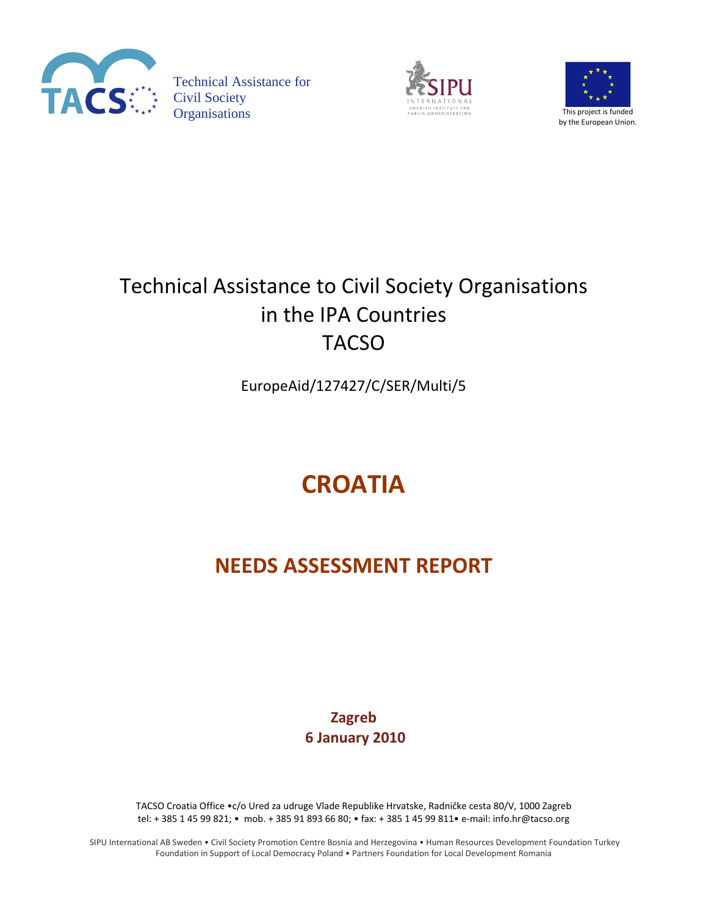Technical Assistance for Civil Society Organisations

This project is funded by the European Union.

# Technical Assistance to Civil Society Organisations in the IPA Countries
# TACSO

EuropeAid/127427/C/SER/Multi/5

# CROATIA

## NEEDS ASSESSMENT REPORT

**Zagreb**
**6 January 2010**

TACSO Croatia Office •c/o Ured za udruge Vlade Republike Hrvatske, Radničke cesta 80/V, 1000 Zagreb
tel: + 385 1 45 99 821; • mob. + 385 91 893 66 80; • fax: + 385 1 45 99 811• e-mail: info.hr@tacso.org

SIPU International AB Sweden • Civil Society Promotion Centre Bosnia and Herzegovina • Human Resources Development Foundation Turkey
Foundation in Support of Local Democracy Poland • Partners Foundation for Local Development Romania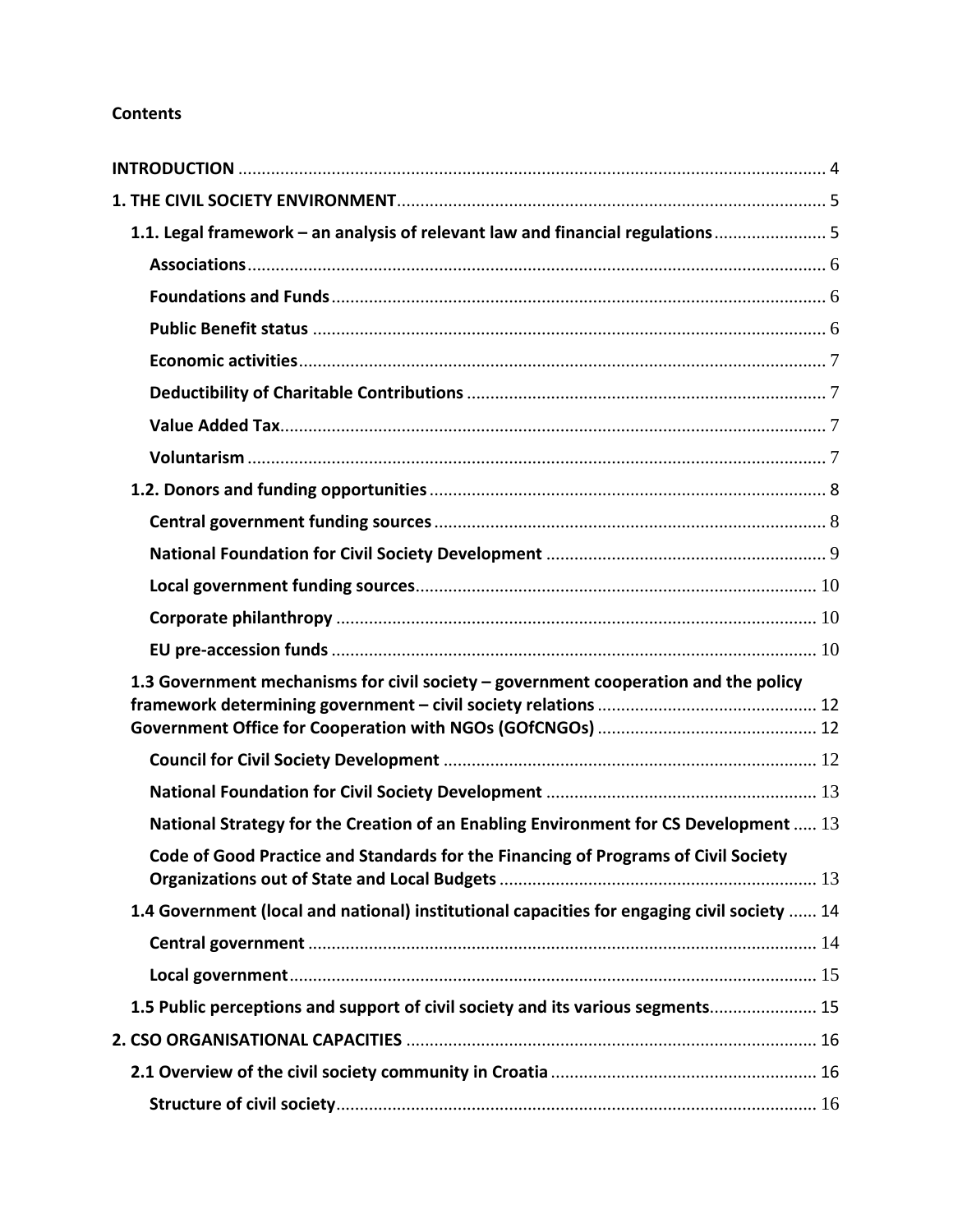**Contents**

**INTRODUCTION** ..... 4

**1. THE CIVIL SOCIETY ENVIRONMENT** ..... 5

- **1.1. Legal framework – an analysis of relevant law and financial regulations** ..... 5
  - **Associations** ..... 6
  - **Foundations and Funds** ..... 6
  - **Public Benefit status** ..... 6
  - **Economic activities** ..... 7
  - **Deductibility of Charitable Contributions** ..... 7
  - **Value Added Tax** ..... 7
  - **Voluntarism** ..... 7
- **1.2. Donors and funding opportunities** ..... 8
  - **Central government funding sources** ..... 8
  - **National Foundation for Civil Society Development** ..... 9
  - **Local government funding sources** ..... 10
  - **Corporate philanthropy** ..... 10
  - **EU pre-accession funds** ..... 10
- **1.3 Government mechanisms for civil society – government cooperation and the policy framework determining government – civil society relations** ..... 12
- **Government Office for Cooperation with NGOs (GOfCNGOs)** ..... 12
  - **Council for Civil Society Development** ..... 12
  - **National Foundation for Civil Society Development** ..... 13
  - **National Strategy for the Creation of an Enabling Environment for CS Development** ..... 13
  - **Code of Good Practice and Standards for the Financing of Programs of Civil Society Organizations out of State and Local Budgets** ..... 13
- **1.4 Government (local and national) institutional capacities for engaging civil society** ..... 14
  - **Central government** ..... 14
  - **Local government** ..... 15
- **1.5 Public perceptions and support of civil society and its various segments** ..... 15

**2. CSO ORGANISATIONAL CAPACITIES** ..... 16

- **2.1 Overview of the civil society community in Croatia** ..... 16
  - **Structure of civil society** ..... 16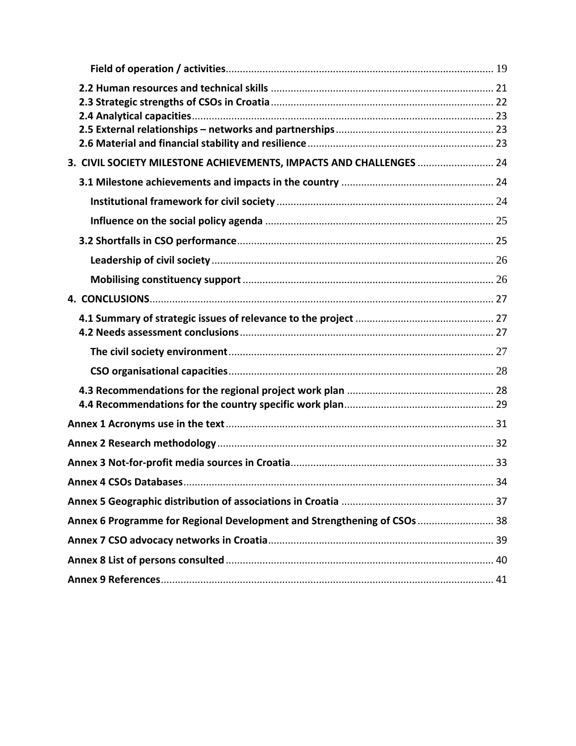**Field of operation / activities** ... 19

**2.2 Human resources and technical skills** ... 21
**2.3 Strategic strengths of CSOs in Croatia** ... 22
**2.4 Analytical capacities** ... 23
**2.5 External relationships – networks and partnerships** ... 23
**2.6 Material and financial stability and resilience** ... 23

**3. CIVIL SOCIETY MILESTONE ACHIEVEMENTS, IMPACTS AND CHALLENGES** ... 24

**3.1 Milestone achievements and impacts in the country** ... 24

**Institutional framework for civil society** ... 24

**Influence on the social policy agenda** ... 25

**3.2 Shortfalls in CSO performance** ... 25

**Leadership of civil society** ... 26

**Mobilising constituency support** ... 26

**4. CONCLUSIONS** ... 27

**4.1 Summary of strategic issues of relevance to the project** ... 27
**4.2 Needs assessment conclusions** ... 27

**The civil society environment** ... 27

**CSO organisational capacities** ... 28

**4.3 Recommendations for the regional project work plan** ... 28
**4.4 Recommendations for the country specific work plan** ... 29

**Annex 1 Acronyms use in the text** ... 31

**Annex 2 Research methodology** ... 32

**Annex 3 Not-for-profit media sources in Croatia** ... 33

**Annex 4 CSOs Databases** ... 34

**Annex 5 Geographic distribution of associations in Croatia** ... 37

**Annex 6 Programme for Regional Development and Strengthening of CSOs** ... 38

**Annex 7 CSO advocacy networks in Croatia** ... 39

**Annex 8 List of persons consulted** ... 40

**Annex 9 References** ... 41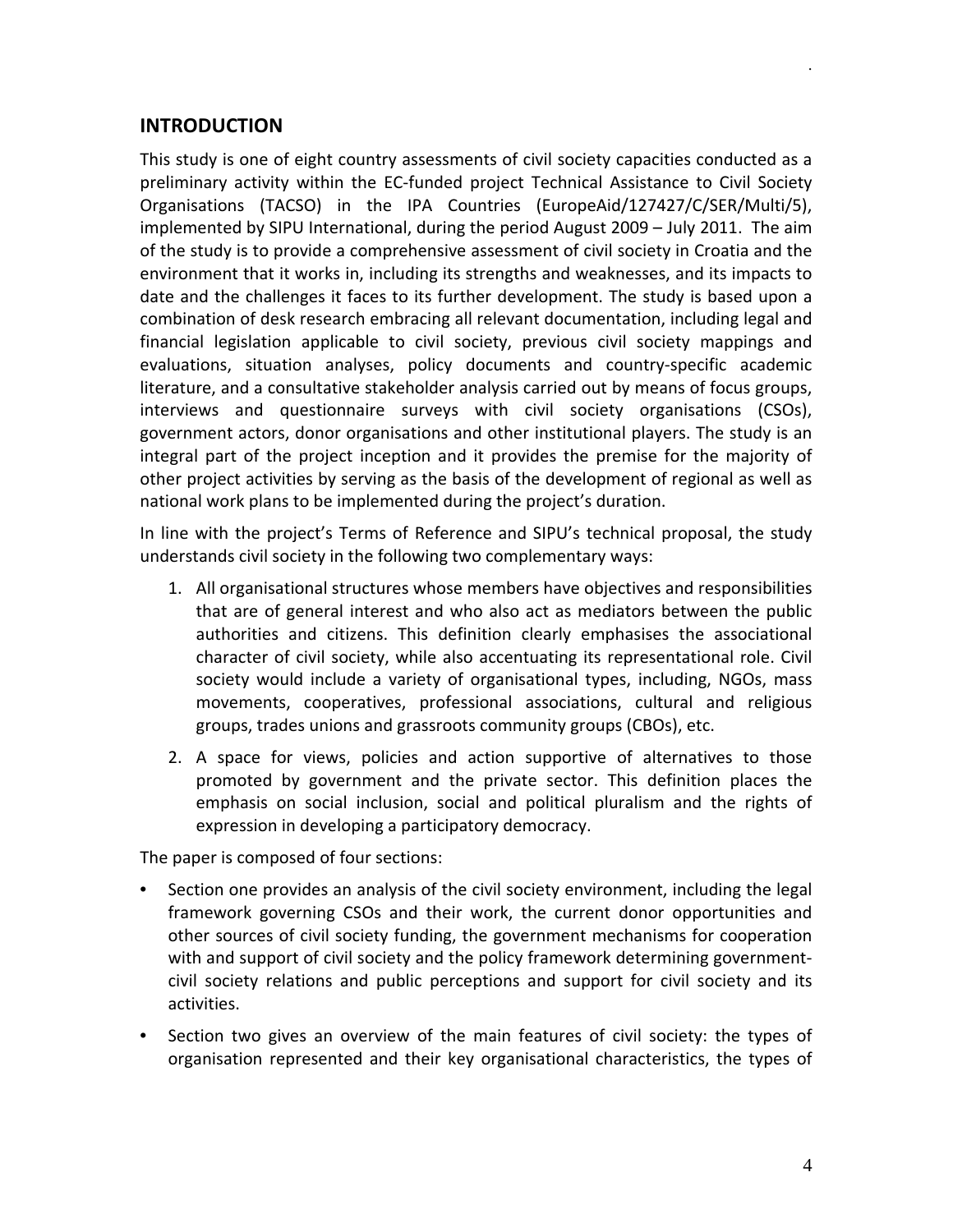## INTRODUCTION

This study is one of eight country assessments of civil society capacities conducted as a preliminary activity within the EC-funded project Technical Assistance to Civil Society Organisations (TACSO) in the IPA Countries (EuropeAid/127427/C/SER/Multi/5), implemented by SIPU International, during the period August 2009 – July 2011. The aim of the study is to provide a comprehensive assessment of civil society in Croatia and the environment that it works in, including its strengths and weaknesses, and its impacts to date and the challenges it faces to its further development. The study is based upon a combination of desk research embracing all relevant documentation, including legal and financial legislation applicable to civil society, previous civil society mappings and evaluations, situation analyses, policy documents and country-specific academic literature, and a consultative stakeholder analysis carried out by means of focus groups, interviews and questionnaire surveys with civil society organisations (CSOs), government actors, donor organisations and other institutional players. The study is an integral part of the project inception and it provides the premise for the majority of other project activities by serving as the basis of the development of regional as well as national work plans to be implemented during the project's duration.

In line with the project's Terms of Reference and SIPU's technical proposal, the study understands civil society in the following two complementary ways:

1. All organisational structures whose members have objectives and responsibilities that are of general interest and who also act as mediators between the public authorities and citizens. This definition clearly emphasises the associational character of civil society, while also accentuating its representational role. Civil society would include a variety of organisational types, including, NGOs, mass movements, cooperatives, professional associations, cultural and religious groups, trades unions and grassroots community groups (CBOs), etc.
2. A space for views, policies and action supportive of alternatives to those promoted by government and the private sector. This definition places the emphasis on social inclusion, social and political pluralism and the rights of expression in developing a participatory democracy.

The paper is composed of four sections:

- Section one provides an analysis of the civil society environment, including the legal framework governing CSOs and their work, the current donor opportunities and other sources of civil society funding, the government mechanisms for cooperation with and support of civil society and the policy framework determining government-civil society relations and public perceptions and support for civil society and its activities.
- Section two gives an overview of the main features of civil society: the types of organisation represented and their key organisational characteristics, the types of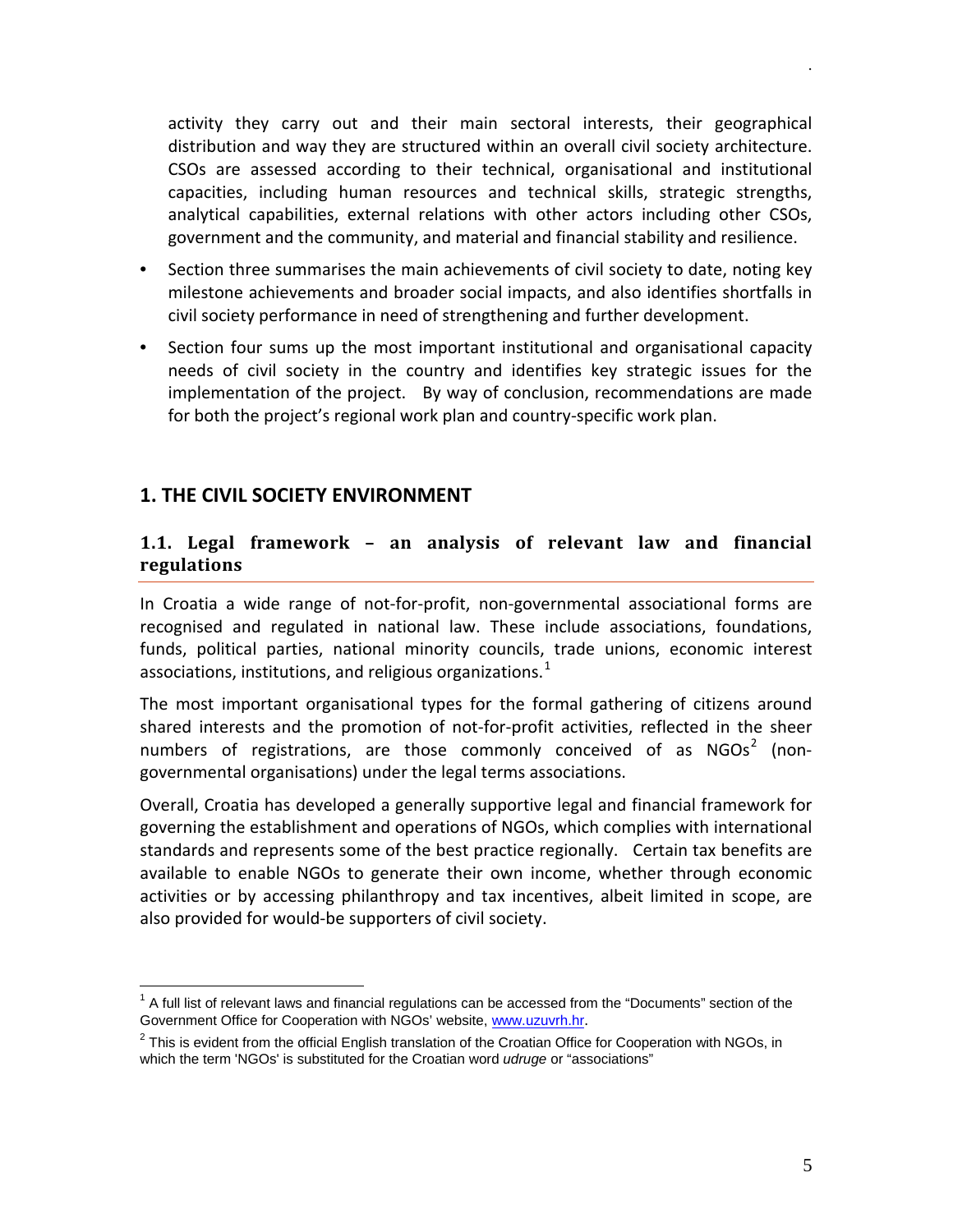activity they carry out and their main sectoral interests, their geographical distribution and way they are structured within an overall civil society architecture. CSOs are assessed according to their technical, organisational and institutional capacities, including human resources and technical skills, strategic strengths, analytical capabilities, external relations with other actors including other CSOs, government and the community, and material and financial stability and resilience.

- Section three summarises the main achievements of civil society to date, noting key milestone achievements and broader social impacts, and also identifies shortfalls in civil society performance in need of strengthening and further development.
- Section four sums up the most important institutional and organisational capacity needs of civil society in the country and identifies key strategic issues for the implementation of the project. By way of conclusion, recommendations are made for both the project's regional work plan and country-specific work plan.

## 1. THE CIVIL SOCIETY ENVIRONMENT

### 1.1. Legal framework – an analysis of relevant law and financial regulations

In Croatia a wide range of not-for-profit, non-governmental associational forms are recognised and regulated in national law. These include associations, foundations, funds, political parties, national minority councils, trade unions, economic interest associations, institutions, and religious organizations.[1]

The most important organisational types for the formal gathering of citizens around shared interests and the promotion of not-for-profit activities, reflected in the sheer numbers of registrations, are those commonly conceived of as NGOs[2] (non-governmental organisations) under the legal terms associations.

Overall, Croatia has developed a generally supportive legal and financial framework for governing the establishment and operations of NGOs, which complies with international standards and represents some of the best practice regionally. Certain tax benefits are available to enable NGOs to generate their own income, whether through economic activities or by accessing philanthropy and tax incentives, albeit limited in scope, are also provided for would-be supporters of civil society.

---

[1] A full list of relevant laws and financial regulations can be accessed from the "Documents" section of the Government Office for Cooperation with NGOs' website, www.uzuvrh.hr.

[2] This is evident from the official English translation of the Croatian Office for Cooperation with NGOs, in which the term 'NGOs' is substituted for the Croatian word *udruge* or "associations"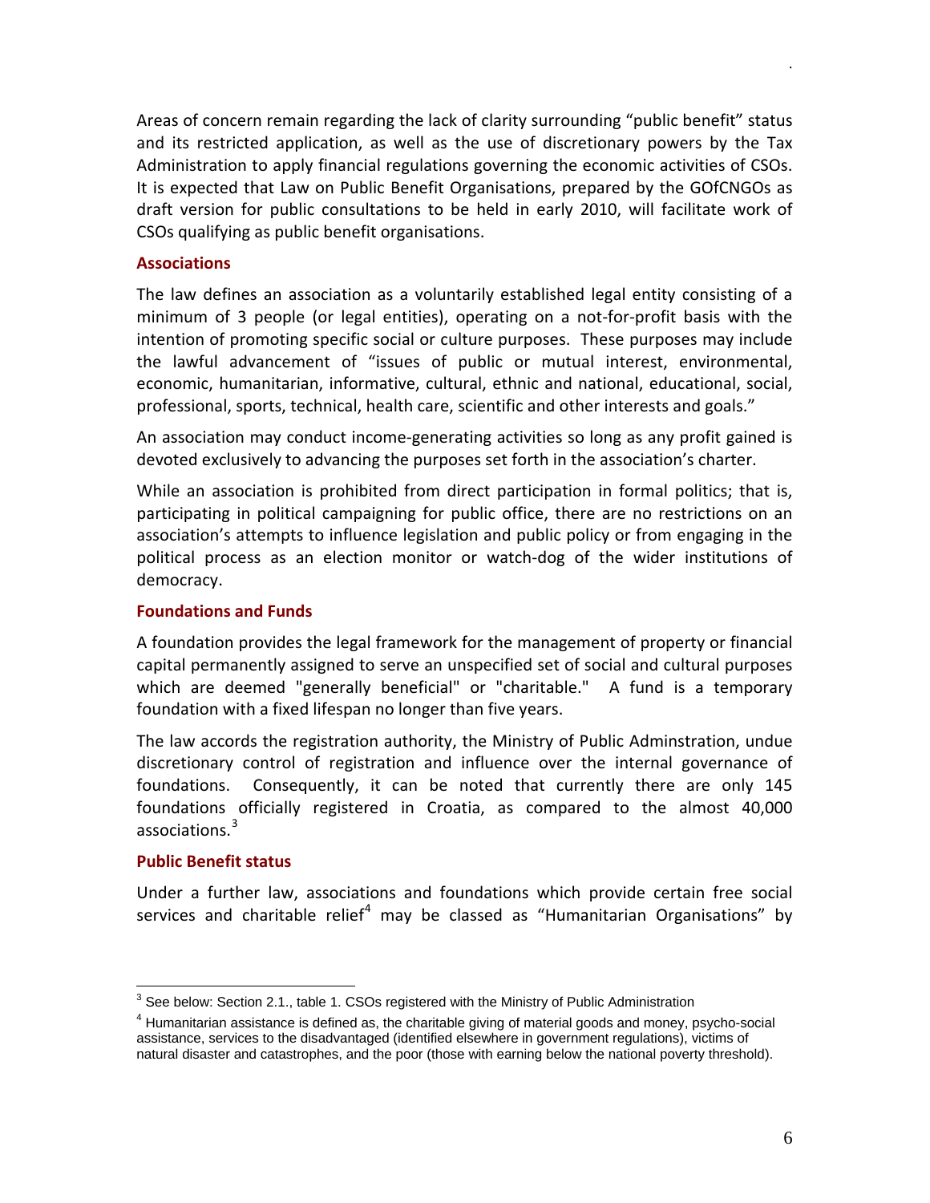Areas of concern remain regarding the lack of clarity surrounding "public benefit" status and its restricted application, as well as the use of discretionary powers by the Tax Administration to apply financial regulations governing the economic activities of CSOs. It is expected that Law on Public Benefit Organisations, prepared by the GOfCNGOs as draft version for public consultations to be held in early 2010, will facilitate work of CSOs qualifying as public benefit organisations.

### Associations

The law defines an association as a voluntarily established legal entity consisting of a minimum of 3 people (or legal entities), operating on a not-for-profit basis with the intention of promoting specific social or culture purposes. These purposes may include the lawful advancement of "issues of public or mutual interest, environmental, economic, humanitarian, informative, cultural, ethnic and national, educational, social, professional, sports, technical, health care, scientific and other interests and goals."

An association may conduct income-generating activities so long as any profit gained is devoted exclusively to advancing the purposes set forth in the association's charter.

While an association is prohibited from direct participation in formal politics; that is, participating in political campaigning for public office, there are no restrictions on an association's attempts to influence legislation and public policy or from engaging in the political process as an election monitor or watch-dog of the wider institutions of democracy.

### Foundations and Funds

A foundation provides the legal framework for the management of property or financial capital permanently assigned to serve an unspecified set of social and cultural purposes which are deemed "generally beneficial" or "charitable." A fund is a temporary foundation with a fixed lifespan no longer than five years.

The law accords the registration authority, the Ministry of Public Adminstration, undue discretionary control of registration and influence over the internal governance of foundations. Consequently, it can be noted that currently there are only 145 foundations officially registered in Croatia, as compared to the almost 40,000 associations.[3]

### Public Benefit status

Under a further law, associations and foundations which provide certain free social services and charitable relief[4] may be classed as "Humanitarian Organisations" by

---

[3] See below: Section 2.1., table 1. CSOs registered with the Ministry of Public Administration

[4] Humanitarian assistance is defined as, the charitable giving of material goods and money, psycho-social assistance, services to the disadvantaged (identified elsewhere in government regulations), victims of natural disaster and catastrophes, and the poor (those with earning below the national poverty threshold).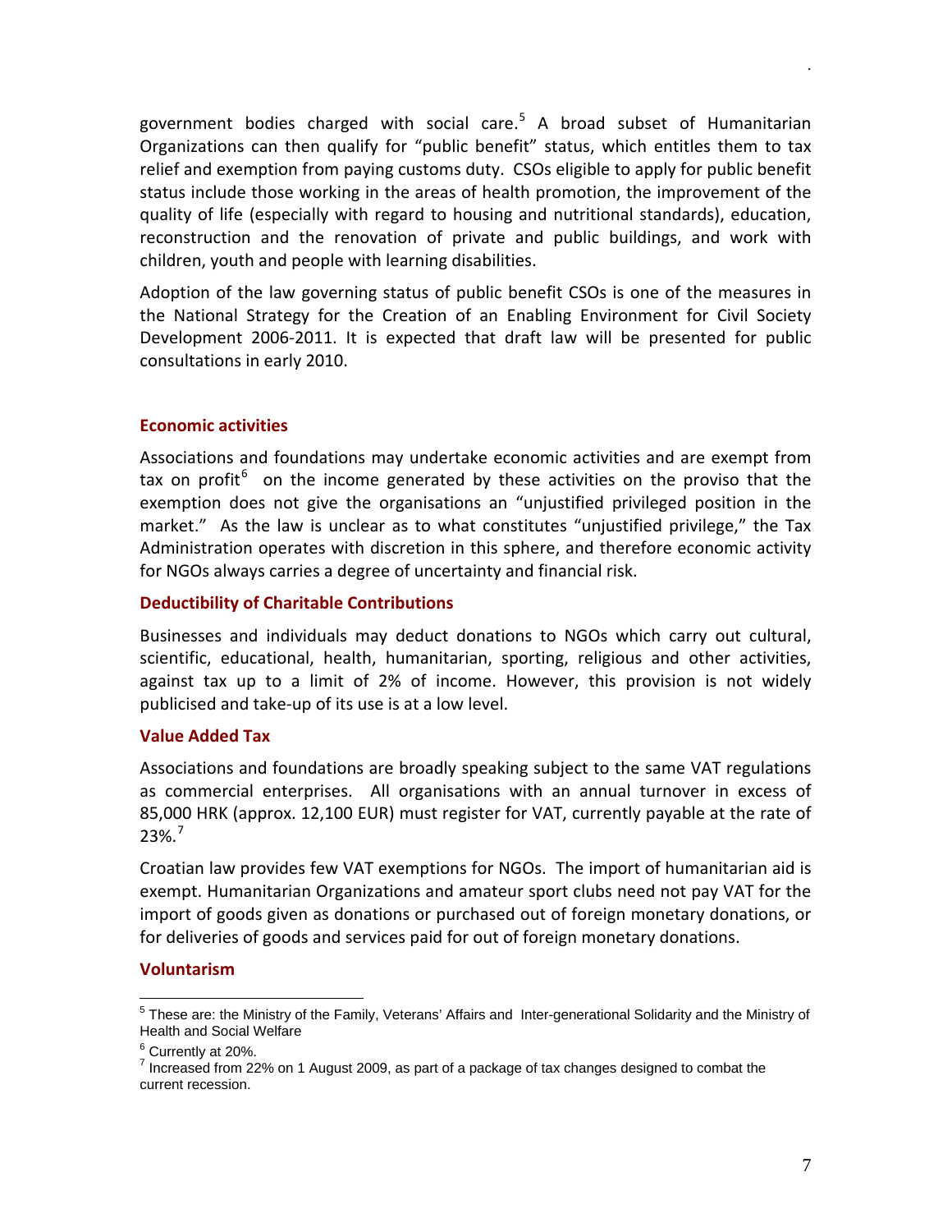government bodies charged with social care.[5] A broad subset of Humanitarian Organizations can then qualify for "public benefit" status, which entitles them to tax relief and exemption from paying customs duty. CSOs eligible to apply for public benefit status include those working in the areas of health promotion, the improvement of the quality of life (especially with regard to housing and nutritional standards), education, reconstruction and the renovation of private and public buildings, and work with children, youth and people with learning disabilities.

Adoption of the law governing status of public benefit CSOs is one of the measures in the National Strategy for the Creation of an Enabling Environment for Civil Society Development 2006-2011. It is expected that draft law will be presented for public consultations in early 2010.

### Economic activities

Associations and foundations may undertake economic activities and are exempt from tax on profit[6] on the income generated by these activities on the proviso that the exemption does not give the organisations an "unjustified privileged position in the market." As the law is unclear as to what constitutes "unjustified privilege," the Tax Administration operates with discretion in this sphere, and therefore economic activity for NGOs always carries a degree of uncertainty and financial risk.

### Deductibility of Charitable Contributions

Businesses and individuals may deduct donations to NGOs which carry out cultural, scientific, educational, health, humanitarian, sporting, religious and other activities, against tax up to a limit of 2% of income. However, this provision is not widely publicised and take-up of its use is at a low level.

### Value Added Tax

Associations and foundations are broadly speaking subject to the same VAT regulations as commercial enterprises. All organisations with an annual turnover in excess of 85,000 HRK (approx. 12,100 EUR) must register for VAT, currently payable at the rate of 23%.[7]

Croatian law provides few VAT exemptions for NGOs. The import of humanitarian aid is exempt. Humanitarian Organizations and amateur sport clubs need not pay VAT for the import of goods given as donations or purchased out of foreign monetary donations, or for deliveries of goods and services paid for out of foreign monetary donations.

### Voluntarism

---

[5] These are: the Ministry of the Family, Veterans' Affairs and Inter-generational Solidarity and the Ministry of Health and Social Welfare

[6] Currently at 20%.

[7] Increased from 22% on 1 August 2009, as part of a package of tax changes designed to combat the current recession.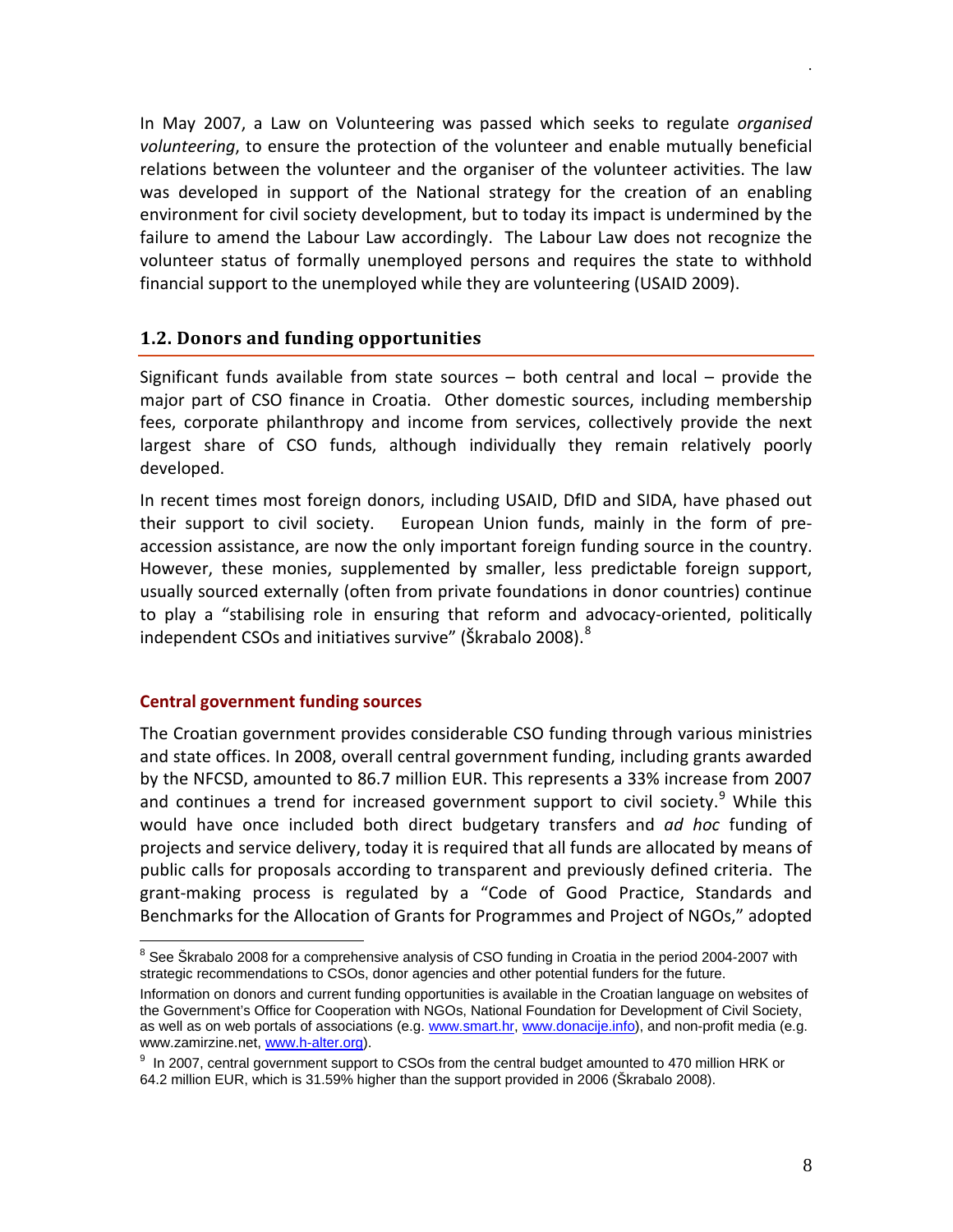In May 2007, a Law on Volunteering was passed which seeks to regulate *organised volunteering*, to ensure the protection of the volunteer and enable mutually beneficial relations between the volunteer and the organiser of the volunteer activities. The law was developed in support of the National strategy for the creation of an enabling environment for civil society development, but to today its impact is undermined by the failure to amend the Labour Law accordingly. The Labour Law does not recognize the volunteer status of formally unemployed persons and requires the state to withhold financial support to the unemployed while they are volunteering (USAID 2009).

## 1.2. Donors and funding opportunities

Significant funds available from state sources – both central and local – provide the major part of CSO finance in Croatia. Other domestic sources, including membership fees, corporate philanthropy and income from services, collectively provide the next largest share of CSO funds, although individually they remain relatively poorly developed.

In recent times most foreign donors, including USAID, DfID and SIDA, have phased out their support to civil society. European Union funds, mainly in the form of pre-accession assistance, are now the only important foreign funding source in the country. However, these monies, supplemented by smaller, less predictable foreign support, usually sourced externally (often from private foundations in donor countries) continue to play a "stabilising role in ensuring that reform and advocacy-oriented, politically independent CSOs and initiatives survive" (Škrabalo 2008).[8]

### Central government funding sources

The Croatian government provides considerable CSO funding through various ministries and state offices. In 2008, overall central government funding, including grants awarded by the NFCSD, amounted to 86.7 million EUR. This represents a 33% increase from 2007 and continues a trend for increased government support to civil society.[9] While this would have once included both direct budgetary transfers and *ad hoc* funding of projects and service delivery, today it is required that all funds are allocated by means of public calls for proposals according to transparent and previously defined criteria. The grant-making process is regulated by a "Code of Good Practice, Standards and Benchmarks for the Allocation of Grants for Programmes and Project of NGOs," adopted

---

[8] See Škrabalo 2008 for a comprehensive analysis of CSO funding in Croatia in the period 2004-2007 with strategic recommendations to CSOs, donor agencies and other potential funders for the future.

Information on donors and current funding opportunities is available in the Croatian language on websites of the Government's Office for Cooperation with NGOs, National Foundation for Development of Civil Society, as well as on web portals of associations (e.g. www.smart.hr, www.donacije.info), and non-profit media (e.g. www.zamirzine.net, www.h-alter.org).

[9] In 2007, central government support to CSOs from the central budget amounted to 470 million HRK or 64.2 million EUR, which is 31.59% higher than the support provided in 2006 (Škrabalo 2008).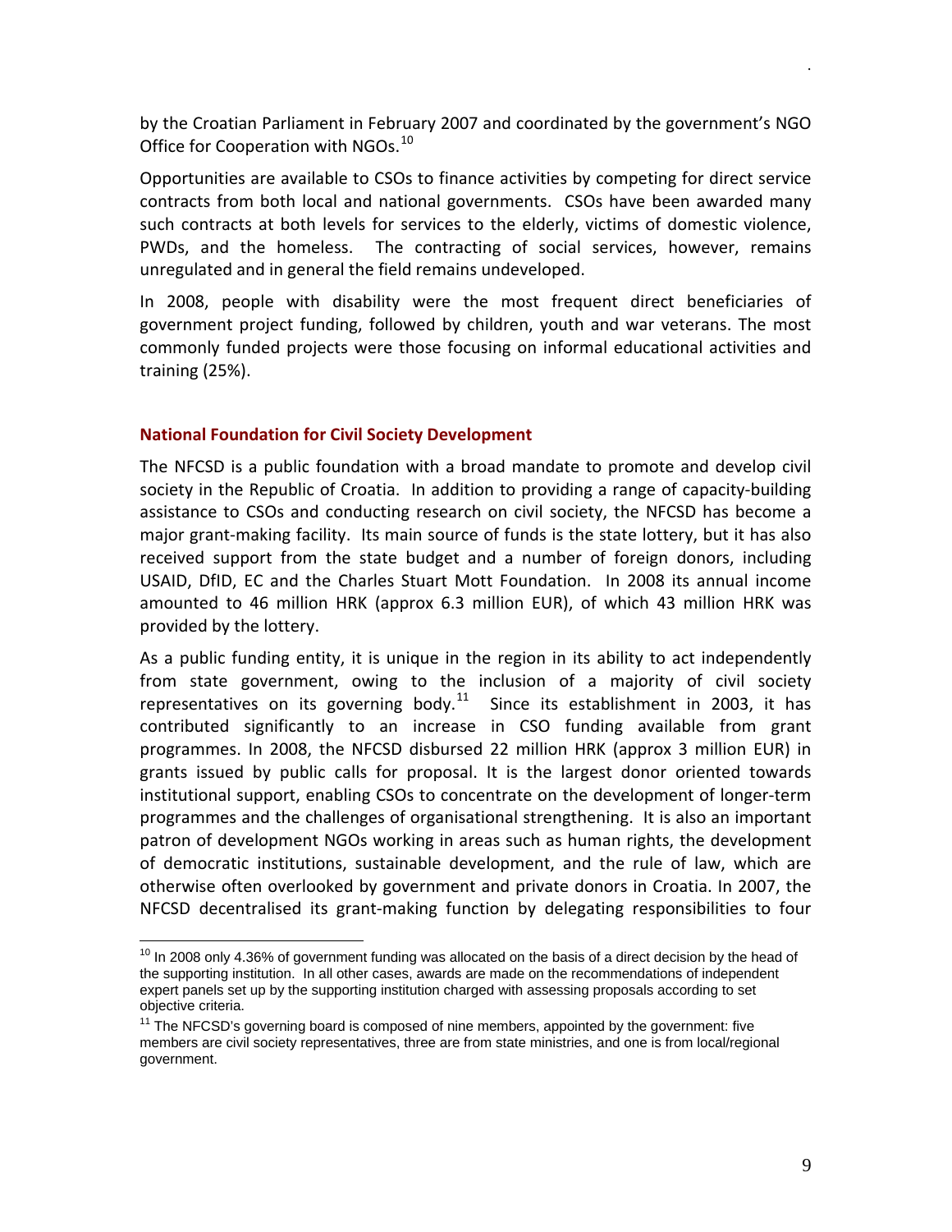by the Croatian Parliament in February 2007 and coordinated by the government's NGO Office for Cooperation with NGOs.[10]

Opportunities are available to CSOs to finance activities by competing for direct service contracts from both local and national governments. CSOs have been awarded many such contracts at both levels for services to the elderly, victims of domestic violence, PWDs, and the homeless. The contracting of social services, however, remains unregulated and in general the field remains undeveloped.

In 2008, people with disability were the most frequent direct beneficiaries of government project funding, followed by children, youth and war veterans. The most commonly funded projects were those focusing on informal educational activities and training (25%).

### National Foundation for Civil Society Development

The NFCSD is a public foundation with a broad mandate to promote and develop civil society in the Republic of Croatia. In addition to providing a range of capacity-building assistance to CSOs and conducting research on civil society, the NFCSD has become a major grant-making facility. Its main source of funds is the state lottery, but it has also received support from the state budget and a number of foreign donors, including USAID, DfID, EC and the Charles Stuart Mott Foundation. In 2008 its annual income amounted to 46 million HRK (approx 6.3 million EUR), of which 43 million HRK was provided by the lottery.

As a public funding entity, it is unique in the region in its ability to act independently from state government, owing to the inclusion of a majority of civil society representatives on its governing body.[11] Since its establishment in 2003, it has contributed significantly to an increase in CSO funding available from grant programmes. In 2008, the NFCSD disbursed 22 million HRK (approx 3 million EUR) in grants issued by public calls for proposal. It is the largest donor oriented towards institutional support, enabling CSOs to concentrate on the development of longer-term programmes and the challenges of organisational strengthening. It is also an important patron of development NGOs working in areas such as human rights, the development of democratic institutions, sustainable development, and the rule of law, which are otherwise often overlooked by government and private donors in Croatia. In 2007, the NFCSD decentralised its grant-making function by delegating responsibilities to four

---

[10] In 2008 only 4.36% of government funding was allocated on the basis of a direct decision by the head of the supporting institution. In all other cases, awards are made on the recommendations of independent expert panels set up by the supporting institution charged with assessing proposals according to set objective criteria.

[11] The NFCSD's governing board is composed of nine members, appointed by the government: five members are civil society representatives, three are from state ministries, and one is from local/regional government.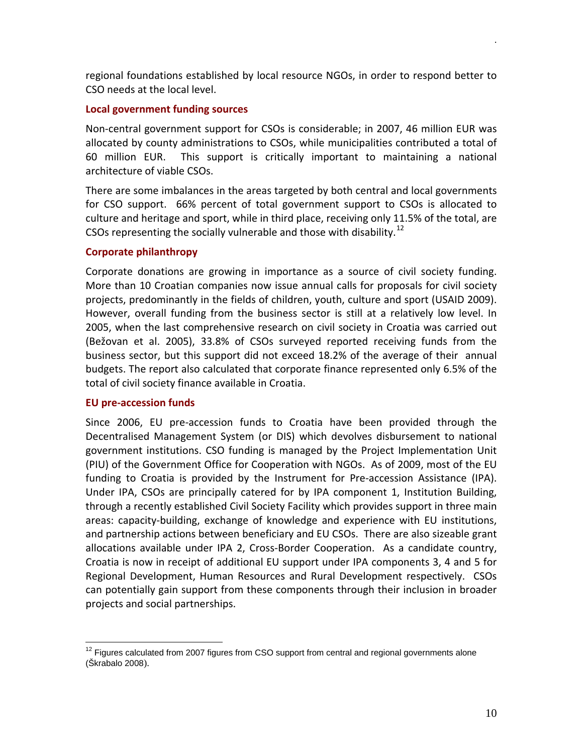regional foundations established by local resource NGOs, in order to respond better to CSO needs at the local level.

### Local government funding sources

Non-central government support for CSOs is considerable; in 2007, 46 million EUR was allocated by county administrations to CSOs, while municipalities contributed a total of 60 million EUR. This support is critically important to maintaining a national architecture of viable CSOs.

There are some imbalances in the areas targeted by both central and local governments for CSO support. 66% percent of total government support to CSOs is allocated to culture and heritage and sport, while in third place, receiving only 11.5% of the total, are CSOs representing the socially vulnerable and those with disability.[12]

### Corporate philanthropy

Corporate donations are growing in importance as a source of civil society funding. More than 10 Croatian companies now issue annual calls for proposals for civil society projects, predominantly in the fields of children, youth, culture and sport (USAID 2009). However, overall funding from the business sector is still at a relatively low level. In 2005, when the last comprehensive research on civil society in Croatia was carried out (Bežovan et al. 2005), 33.8% of CSOs surveyed reported receiving funds from the business sector, but this support did not exceed 18.2% of the average of their annual budgets. The report also calculated that corporate finance represented only 6.5% of the total of civil society finance available in Croatia.

### EU pre-accession funds

Since 2006, EU pre-accession funds to Croatia have been provided through the Decentralised Management System (or DIS) which devolves disbursement to national government institutions. CSO funding is managed by the Project Implementation Unit (PIU) of the Government Office for Cooperation with NGOs. As of 2009, most of the EU funding to Croatia is provided by the Instrument for Pre-accession Assistance (IPA). Under IPA, CSOs are principally catered for by IPA component 1, Institution Building, through a recently established Civil Society Facility which provides support in three main areas: capacity-building, exchange of knowledge and experience with EU institutions, and partnership actions between beneficiary and EU CSOs. There are also sizeable grant allocations available under IPA 2, Cross-Border Cooperation. As a candidate country, Croatia is now in receipt of additional EU support under IPA components 3, 4 and 5 for Regional Development, Human Resources and Rural Development respectively. CSOs can potentially gain support from these components through their inclusion in broader projects and social partnerships.

---

[12] Figures calculated from 2007 figures from CSO support from central and regional governments alone (Škrabalo 2008).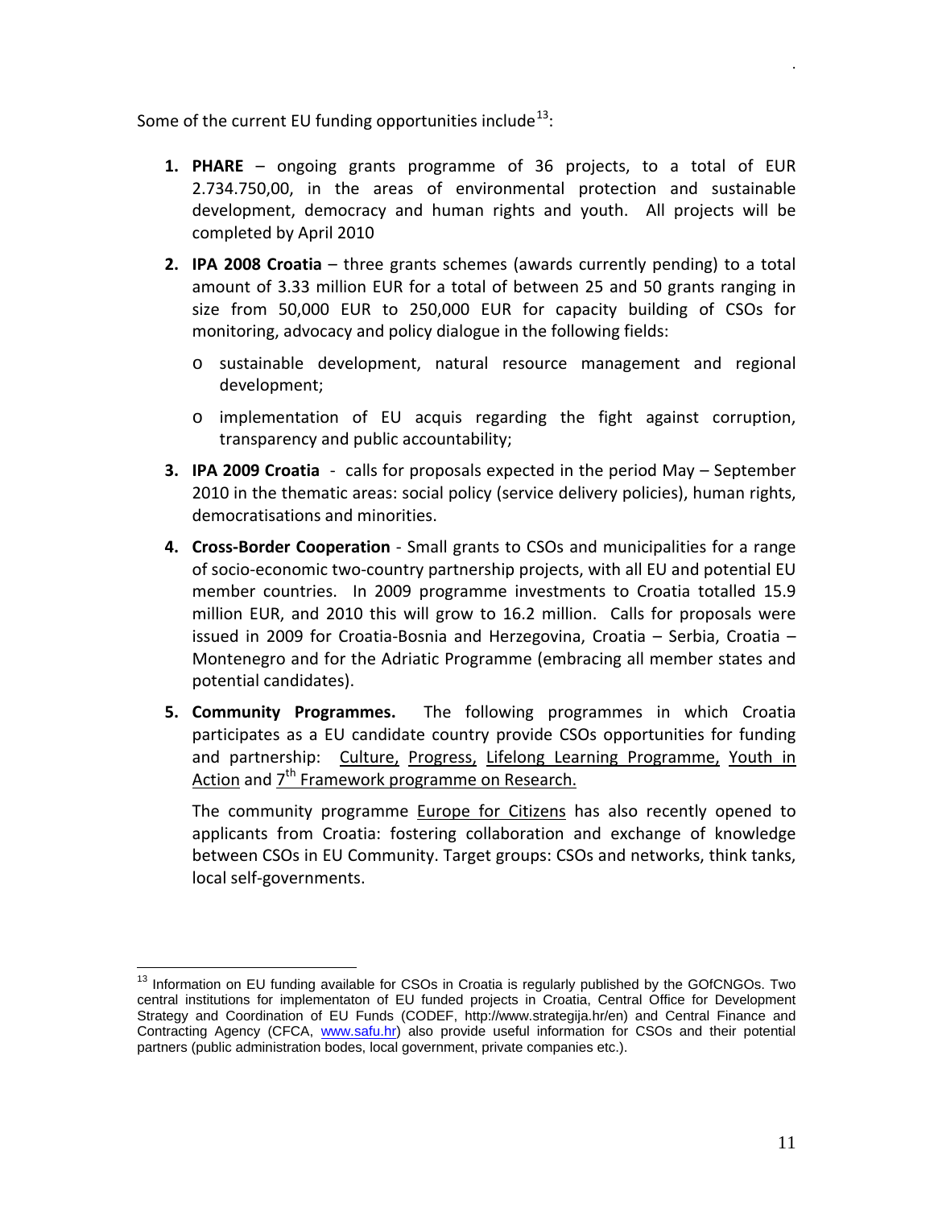Some of the current EU funding opportunities include[13]:

1. **PHARE** – ongoing grants programme of 36 projects, to a total of EUR 2.734.750,00, in the areas of environmental protection and sustainable development, democracy and human rights and youth. All projects will be completed by April 2010
2. **IPA 2008 Croatia** – three grants schemes (awards currently pending) to a total amount of 3.33 million EUR for a total of between 25 and 50 grants ranging in size from 50,000 EUR to 250,000 EUR for capacity building of CSOs for monitoring, advocacy and policy dialogue in the following fields:
   - sustainable development, natural resource management and regional development;
   - implementation of EU acquis regarding the fight against corruption, transparency and public accountability;
3. **IPA 2009 Croatia** - calls for proposals expected in the period May – September 2010 in the thematic areas: social policy (service delivery policies), human rights, democratisations and minorities.
4. **Cross-Border Cooperation** - Small grants to CSOs and municipalities for a range of socio-economic two-country partnership projects, with all EU and potential EU member countries. In 2009 programme investments to Croatia totalled 15.9 million EUR, and 2010 this will grow to 16.2 million. Calls for proposals were issued in 2009 for Croatia-Bosnia and Herzegovina, Croatia – Serbia, Croatia – Montenegro and for the Adriatic Programme (embracing all member states and potential candidates).
5. **Community Programmes.** The following programmes in which Croatia participates as a EU candidate country provide CSOs opportunities for funding and partnership: Culture, Progress, Lifelong Learning Programme, Youth in Action and 7th Framework programme on Research.

   The community programme Europe for Citizens has also recently opened to applicants from Croatia: fostering collaboration and exchange of knowledge between CSOs in EU Community. Target groups: CSOs and networks, think tanks, local self-governments.

[13] Information on EU funding available for CSOs in Croatia is regularly published by the GOfCNGOs. Two central institutions for implementaton of EU funded projects in Croatia, Central Office for Development Strategy and Coordination of EU Funds (CODEF, http://www.strategija.hr/en) and Central Finance and Contracting Agency (CFCA, www.safu.hr) also provide useful information for CSOs and their potential partners (public administration bodes, local government, private companies etc.).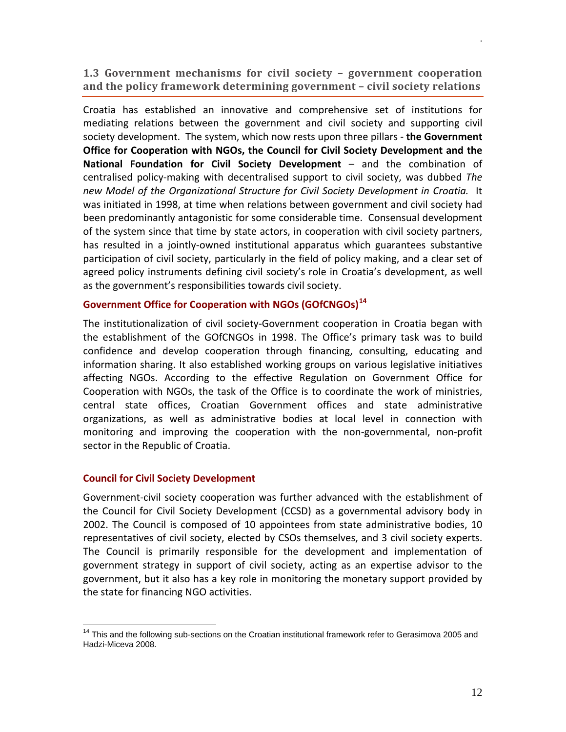## 1.3 Government mechanisms for civil society – government cooperation and the policy framework determining government – civil society relations

Croatia has established an innovative and comprehensive set of institutions for mediating relations between the government and civil society and supporting civil society development. The system, which now rests upon three pillars - **the Government Office for Cooperation with NGOs, the Council for Civil Society Development and the National Foundation for Civil Society Development** – and the combination of centralised policy-making with decentralised support to civil society, was dubbed *The new Model of the Organizational Structure for Civil Society Development in Croatia.* It was initiated in 1998, at time when relations between government and civil society had been predominantly antagonistic for some considerable time. Consensual development of the system since that time by state actors, in cooperation with civil society partners, has resulted in a jointly-owned institutional apparatus which guarantees substantive participation of civil society, particularly in the field of policy making, and a clear set of agreed policy instruments defining civil society's role in Croatia's development, as well as the government's responsibilities towards civil society.

### Government Office for Cooperation with NGOs (GOfCNGOs)[14]

The institutionalization of civil society-Government cooperation in Croatia began with the establishment of the GOfCNGOs in 1998. The Office's primary task was to build confidence and develop cooperation through financing, consulting, educating and information sharing. It also established working groups on various legislative initiatives affecting NGOs. According to the effective Regulation on Government Office for Cooperation with NGOs, the task of the Office is to coordinate the work of ministries, central state offices, Croatian Government offices and state administrative organizations, as well as administrative bodies at local level in connection with monitoring and improving the cooperation with the non-governmental, non-profit sector in the Republic of Croatia.

### Council for Civil Society Development

Government-civil society cooperation was further advanced with the establishment of the Council for Civil Society Development (CCSD) as a governmental advisory body in 2002. The Council is composed of 10 appointees from state administrative bodies, 10 representatives of civil society, elected by CSOs themselves, and 3 civil society experts. The Council is primarily responsible for the development and implementation of government strategy in support of civil society, acting as an expertise advisor to the government, but it also has a key role in monitoring the monetary support provided by the state for financing NGO activities.

---

[14] This and the following sub-sections on the Croatian institutional framework refer to Gerasimova 2005 and Hadzi-Miceva 2008.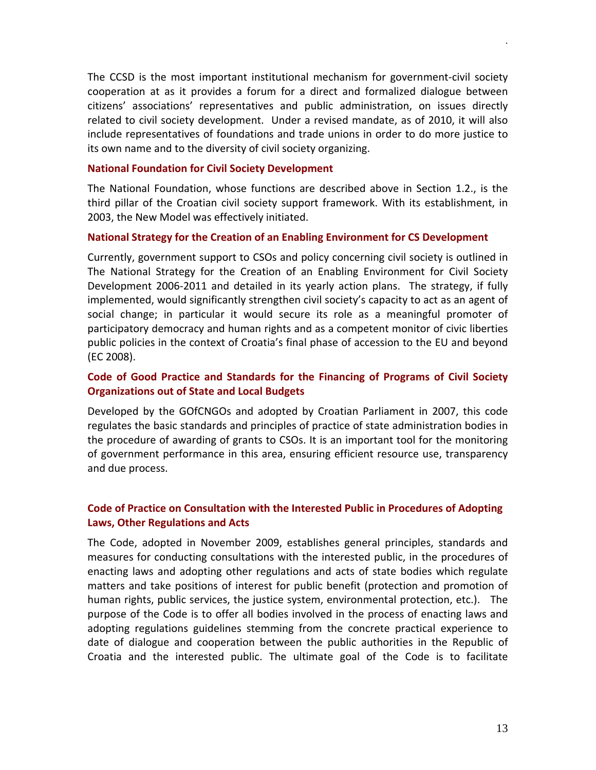The CCSD is the most important institutional mechanism for government-civil society cooperation at as it provides a forum for a direct and formalized dialogue between citizens' associations' representatives and public administration, on issues directly related to civil society development. Under a revised mandate, as of 2010, it will also include representatives of foundations and trade unions in order to do more justice to its own name and to the diversity of civil society organizing.

### National Foundation for Civil Society Development

The National Foundation, whose functions are described above in Section 1.2., is the third pillar of the Croatian civil society support framework. With its establishment, in 2003, the New Model was effectively initiated.

### National Strategy for the Creation of an Enabling Environment for CS Development

Currently, government support to CSOs and policy concerning civil society is outlined in The National Strategy for the Creation of an Enabling Environment for Civil Society Development 2006-2011 and detailed in its yearly action plans. The strategy, if fully implemented, would significantly strengthen civil society's capacity to act as an agent of social change; in particular it would secure its role as a meaningful promoter of participatory democracy and human rights and as a competent monitor of civic liberties public policies in the context of Croatia's final phase of accession to the EU and beyond (EC 2008).

### Code of Good Practice and Standards for the Financing of Programs of Civil Society Organizations out of State and Local Budgets

Developed by the GOfCNGOs and adopted by Croatian Parliament in 2007, this code regulates the basic standards and principles of practice of state administration bodies in the procedure of awarding of grants to CSOs. It is an important tool for the monitoring of government performance in this area, ensuring efficient resource use, transparency and due process.

### Code of Practice on Consultation with the Interested Public in Procedures of Adopting Laws, Other Regulations and Acts

The Code, adopted in November 2009, establishes general principles, standards and measures for conducting consultations with the interested public, in the procedures of enacting laws and adopting other regulations and acts of state bodies which regulate matters and take positions of interest for public benefit (protection and promotion of human rights, public services, the justice system, environmental protection, etc.). The purpose of the Code is to offer all bodies involved in the process of enacting laws and adopting regulations guidelines stemming from the concrete practical experience to date of dialogue and cooperation between the public authorities in the Republic of Croatia and the interested public. The ultimate goal of the Code is to facilitate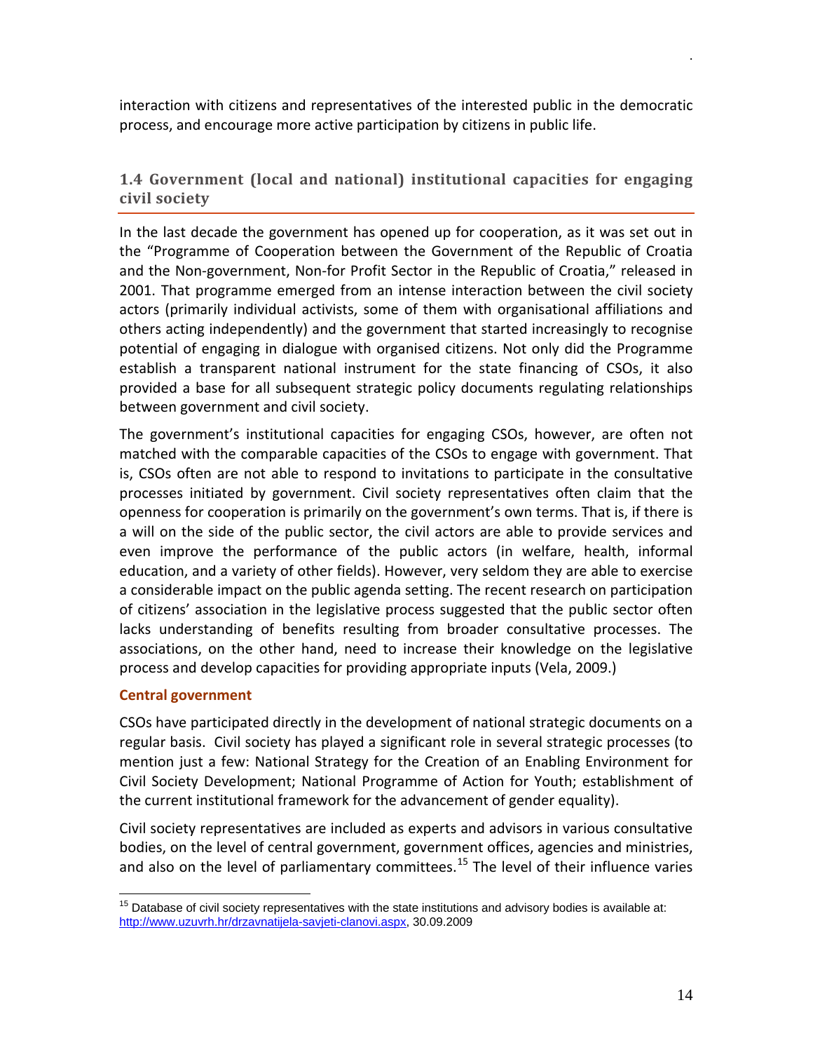interaction with citizens and representatives of the interested public in the democratic process, and encourage more active participation by citizens in public life.

## 1.4 Government (local and national) institutional capacities for engaging civil society

In the last decade the government has opened up for cooperation, as it was set out in the "Programme of Cooperation between the Government of the Republic of Croatia and the Non-government, Non-for Profit Sector in the Republic of Croatia," released in 2001. That programme emerged from an intense interaction between the civil society actors (primarily individual activists, some of them with organisational affiliations and others acting independently) and the government that started increasingly to recognise potential of engaging in dialogue with organised citizens. Not only did the Programme establish a transparent national instrument for the state financing of CSOs, it also provided a base for all subsequent strategic policy documents regulating relationships between government and civil society.

The government's institutional capacities for engaging CSOs, however, are often not matched with the comparable capacities of the CSOs to engage with government. That is, CSOs often are not able to respond to invitations to participate in the consultative processes initiated by government. Civil society representatives often claim that the openness for cooperation is primarily on the government's own terms. That is, if there is a will on the side of the public sector, the civil actors are able to provide services and even improve the performance of the public actors (in welfare, health, informal education, and a variety of other fields). However, very seldom they are able to exercise a considerable impact on the public agenda setting. The recent research on participation of citizens' association in the legislative process suggested that the public sector often lacks understanding of benefits resulting from broader consultative processes. The associations, on the other hand, need to increase their knowledge on the legislative process and develop capacities for providing appropriate inputs (Vela, 2009.)

### Central government

CSOs have participated directly in the development of national strategic documents on a regular basis. Civil society has played a significant role in several strategic processes (to mention just a few: National Strategy for the Creation of an Enabling Environment for Civil Society Development; National Programme of Action for Youth; establishment of the current institutional framework for the advancement of gender equality).

Civil society representatives are included as experts and advisors in various consultative bodies, on the level of central government, government offices, agencies and ministries, and also on the level of parliamentary committees.[15] The level of their influence varies

[15] Database of civil society representatives with the state institutions and advisory bodies is available at: http://www.uzuvrh.hr/drzavnatijela-savjeti-clanovi.aspx, 30.09.2009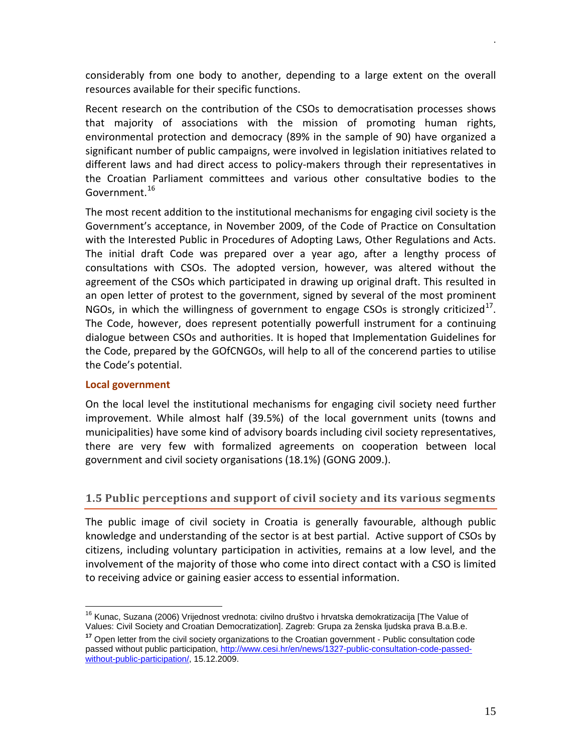considerably from one body to another, depending to a large extent on the overall resources available for their specific functions.

Recent research on the contribution of the CSOs to democratisation processes shows that majority of associations with the mission of promoting human rights, environmental protection and democracy (89% in the sample of 90) have organized a significant number of public campaigns, were involved in legislation initiatives related to different laws and had direct access to policy-makers through their representatives in the Croatian Parliament committees and various other consultative bodies to the Government.[16]

The most recent addition to the institutional mechanisms for engaging civil society is the Government's acceptance, in November 2009, of the Code of Practice on Consultation with the Interested Public in Procedures of Adopting Laws, Other Regulations and Acts. The initial draft Code was prepared over a year ago, after a lengthy process of consultations with CSOs. The adopted version, however, was altered without the agreement of the CSOs which participated in drawing up original draft. This resulted in an open letter of protest to the government, signed by several of the most prominent NGOs, in which the willingness of government to engage CSOs is strongly criticized[17]. The Code, however, does represent potentially powerfull instrument for a continuing dialogue between CSOs and authorities. It is hoped that Implementation Guidelines for the Code, prepared by the GOfCNGOs, will help to all of the concerend parties to utilise the Code's potential.

#### Local government

On the local level the institutional mechanisms for engaging civil society need further improvement. While almost half (39.5%) of the local government units (towns and municipalities) have some kind of advisory boards including civil society representatives, there are very few with formalized agreements on cooperation between local government and civil society organisations (18.1%) (GONG 2009.).

### 1.5 Public perceptions and support of civil society and its various segments

The public image of civil society in Croatia is generally favourable, although public knowledge and understanding of the sector is at best partial. Active support of CSOs by citizens, including voluntary participation in activities, remains at a low level, and the involvement of the majority of those who come into direct contact with a CSO is limited to receiving advice or gaining easier access to essential information.

---

[16] Kunac, Suzana (2006) Vrijednost vrednota: civilno društvo i hrvatska demokratizacija [The Value of Values: Civil Society and Croatian Democratization]. Zagreb: Grupa za ženska ljudska prava B.a.B.e.

[17] Open letter from the civil society organizations to the Croatian government - Public consultation code passed without public participation, http://www.cesi.hr/en/news/1327-public-consultation-code-passed-without-public-participation/, 15.12.2009.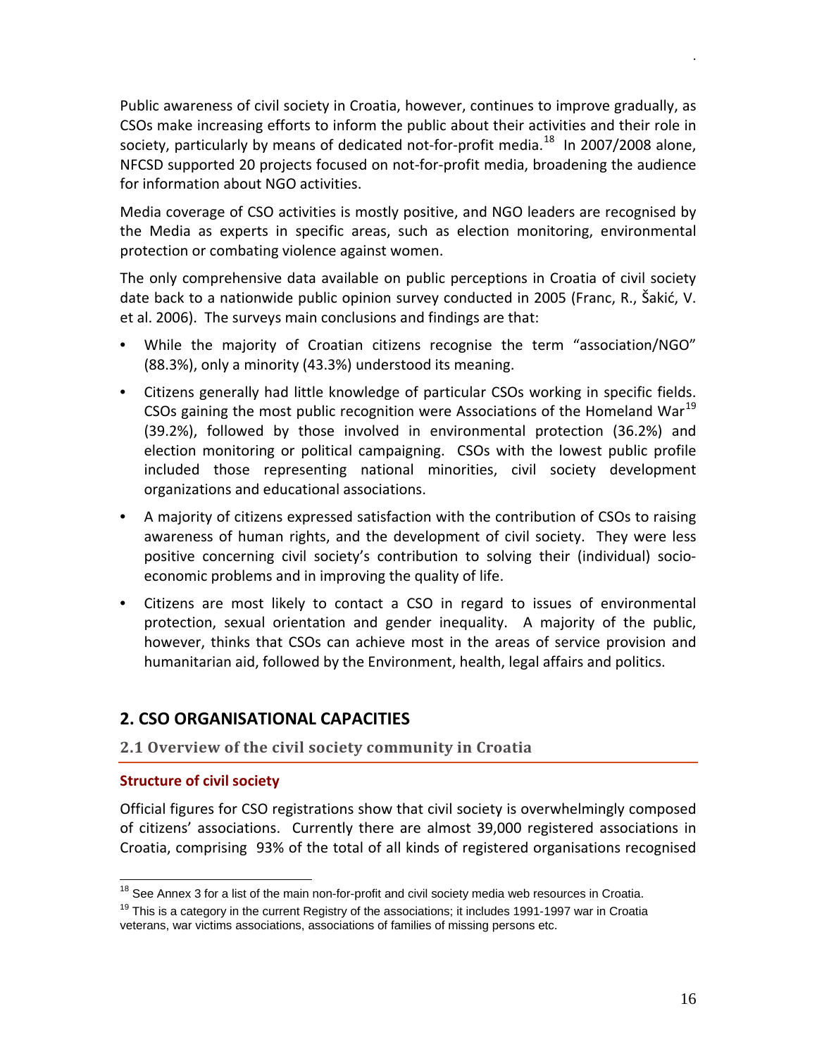Public awareness of civil society in Croatia, however, continues to improve gradually, as CSOs make increasing efforts to inform the public about their activities and their role in society, particularly by means of dedicated not-for-profit media.[18] In 2007/2008 alone, NFCSD supported 20 projects focused on not-for-profit media, broadening the audience for information about NGO activities.

Media coverage of CSO activities is mostly positive, and NGO leaders are recognised by the Media as experts in specific areas, such as election monitoring, environmental protection or combating violence against women.

The only comprehensive data available on public perceptions in Croatia of civil society date back to a nationwide public opinion survey conducted in 2005 (Franc, R., Šakić, V. et al. 2006). The surveys main conclusions and findings are that:

- While the majority of Croatian citizens recognise the term "association/NGO" (88.3%), only a minority (43.3%) understood its meaning.
- Citizens generally had little knowledge of particular CSOs working in specific fields. CSOs gaining the most public recognition were Associations of the Homeland War[19] (39.2%), followed by those involved in environmental protection (36.2%) and election monitoring or political campaigning. CSOs with the lowest public profile included those representing national minorities, civil society development organizations and educational associations.
- A majority of citizens expressed satisfaction with the contribution of CSOs to raising awareness of human rights, and the development of civil society. They were less positive concerning civil society's contribution to solving their (individual) socio-economic problems and in improving the quality of life.
- Citizens are most likely to contact a CSO in regard to issues of environmental protection, sexual orientation and gender inequality. A majority of the public, however, thinks that CSOs can achieve most in the areas of service provision and humanitarian aid, followed by the Environment, health, legal affairs and politics.

# 2. CSO ORGANISATIONAL CAPACITIES

## 2.1 Overview of the civil society community in Croatia

### Structure of civil society

Official figures for CSO registrations show that civil society is overwhelmingly composed of citizens' associations. Currently there are almost 39,000 registered associations in Croatia, comprising 93% of the total of all kinds of registered organisations recognised

---

[18] See Annex 3 for a list of the main non-for-profit and civil society media web resources in Croatia.

[19] This is a category in the current Registry of the associations; it includes 1991-1997 war in Croatia veterans, war victims associations, associations of families of missing persons etc.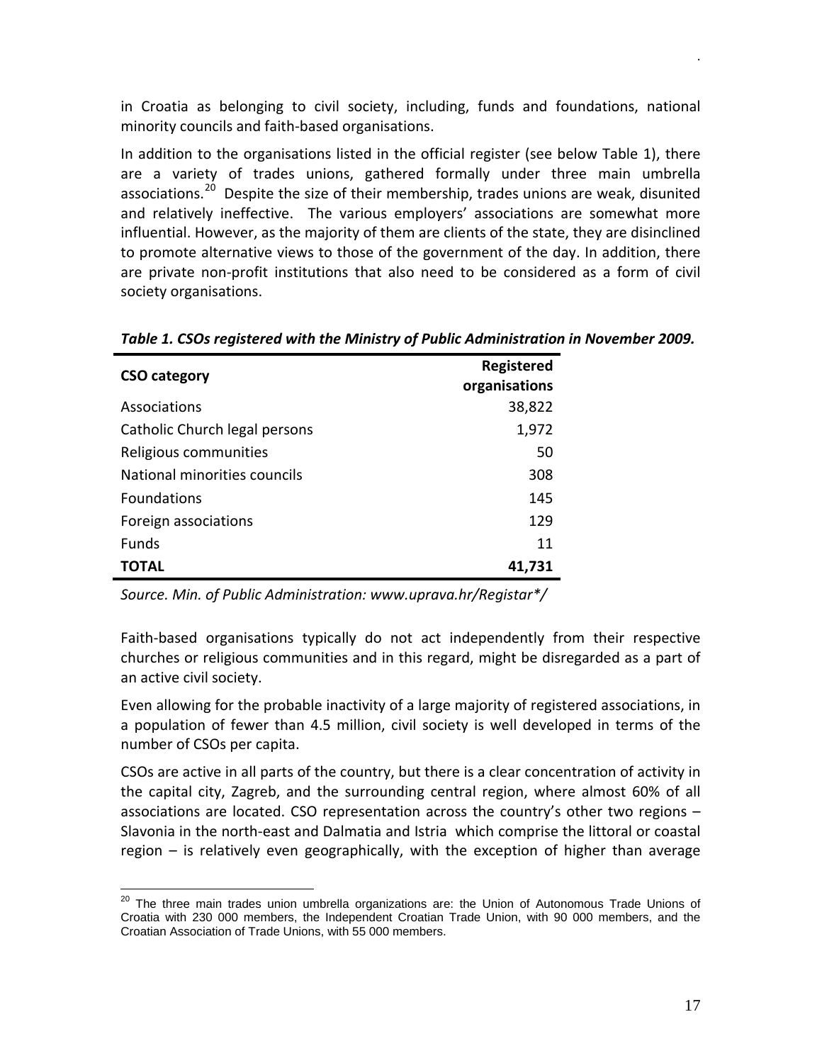in Croatia as belonging to civil society, including, funds and foundations, national minority councils and faith-based organisations.

In addition to the organisations listed in the official register (see below Table 1), there are a variety of trades unions, gathered formally under three main umbrella associations.[20] Despite the size of their membership, trades unions are weak, disunited and relatively ineffective. The various employers' associations are somewhat more influential. However, as the majority of them are clients of the state, they are disinclined to promote alternative views to those of the government of the day. In addition, there are private non-profit institutions that also need to be considered as a form of civil society organisations.

***Table 1. CSOs registered with the Ministry of Public Administration in November 2009.***

| CSO category | Registered organisations |
|---|---:|
| Associations | 38,822 |
| Catholic Church legal persons | 1,972 |
| Religious communities | 50 |
| National minorities councils | 308 |
| Foundations | 145 |
| Foreign associations | 129 |
| Funds | 11 |
| **TOTAL** | **41,731** |

*Source. Min. of Public Administration: www.uprava.hr/Registar*/*

Faith-based organisations typically do not act independently from their respective churches or religious communities and in this regard, might be disregarded as a part of an active civil society.

Even allowing for the probable inactivity of a large majority of registered associations, in a population of fewer than 4.5 million, civil society is well developed in terms of the number of CSOs per capita.

CSOs are active in all parts of the country, but there is a clear concentration of activity in the capital city, Zagreb, and the surrounding central region, where almost 60% of all associations are located. CSO representation across the country's other two regions – Slavonia in the north-east and Dalmatia and Istria which comprise the littoral or coastal region – is relatively even geographically, with the exception of higher than average

[20] The three main trades union umbrella organizations are: the Union of Autonomous Trade Unions of Croatia with 230 000 members, the Independent Croatian Trade Union, with 90 000 members, and the Croatian Association of Trade Unions, with 55 000 members.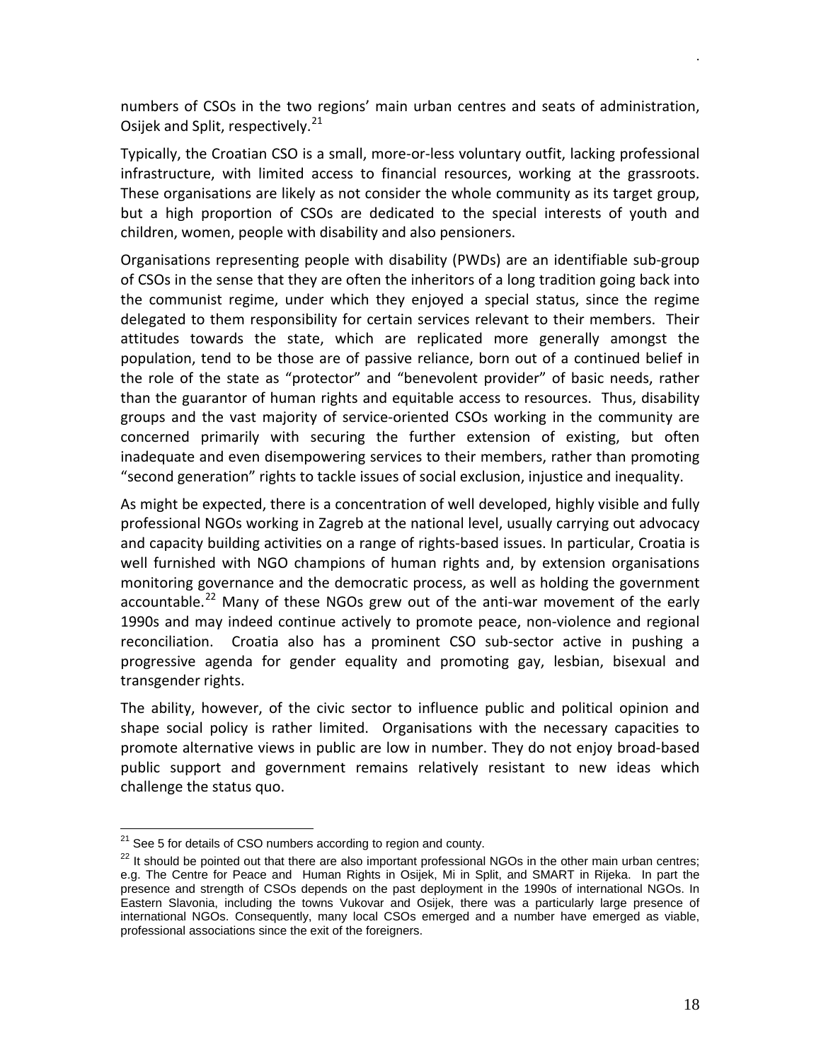numbers of CSOs in the two regions' main urban centres and seats of administration, Osijek and Split, respectively.[21]

Typically, the Croatian CSO is a small, more-or-less voluntary outfit, lacking professional infrastructure, with limited access to financial resources, working at the grassroots. These organisations are likely as not consider the whole community as its target group, but a high proportion of CSOs are dedicated to the special interests of youth and children, women, people with disability and also pensioners.

Organisations representing people with disability (PWDs) are an identifiable sub-group of CSOs in the sense that they are often the inheritors of a long tradition going back into the communist regime, under which they enjoyed a special status, since the regime delegated to them responsibility for certain services relevant to their members. Their attitudes towards the state, which are replicated more generally amongst the population, tend to be those are of passive reliance, born out of a continued belief in the role of the state as "protector" and "benevolent provider" of basic needs, rather than the guarantor of human rights and equitable access to resources. Thus, disability groups and the vast majority of service-oriented CSOs working in the community are concerned primarily with securing the further extension of existing, but often inadequate and even disempowering services to their members, rather than promoting "second generation" rights to tackle issues of social exclusion, injustice and inequality.

As might be expected, there is a concentration of well developed, highly visible and fully professional NGOs working in Zagreb at the national level, usually carrying out advocacy and capacity building activities on a range of rights-based issues. In particular, Croatia is well furnished with NGO champions of human rights and, by extension organisations monitoring governance and the democratic process, as well as holding the government accountable.[22] Many of these NGOs grew out of the anti-war movement of the early 1990s and may indeed continue actively to promote peace, non-violence and regional reconciliation. Croatia also has a prominent CSO sub-sector active in pushing a progressive agenda for gender equality and promoting gay, lesbian, bisexual and transgender rights.

The ability, however, of the civic sector to influence public and political opinion and shape social policy is rather limited. Organisations with the necessary capacities to promote alternative views in public are low in number. They do not enjoy broad-based public support and government remains relatively resistant to new ideas which challenge the status quo.

---

[21] See 5 for details of CSO numbers according to region and county.

[22] It should be pointed out that there are also important professional NGOs in the other main urban centres; e.g. The Centre for Peace and Human Rights in Osijek, Mi in Split, and SMART in Rijeka. In part the presence and strength of CSOs depends on the past deployment in the 1990s of international NGOs. In Eastern Slavonia, including the towns Vukovar and Osijek, there was a particularly large presence of international NGOs. Consequently, many local CSOs emerged and a number have emerged as viable, professional associations since the exit of the foreigners.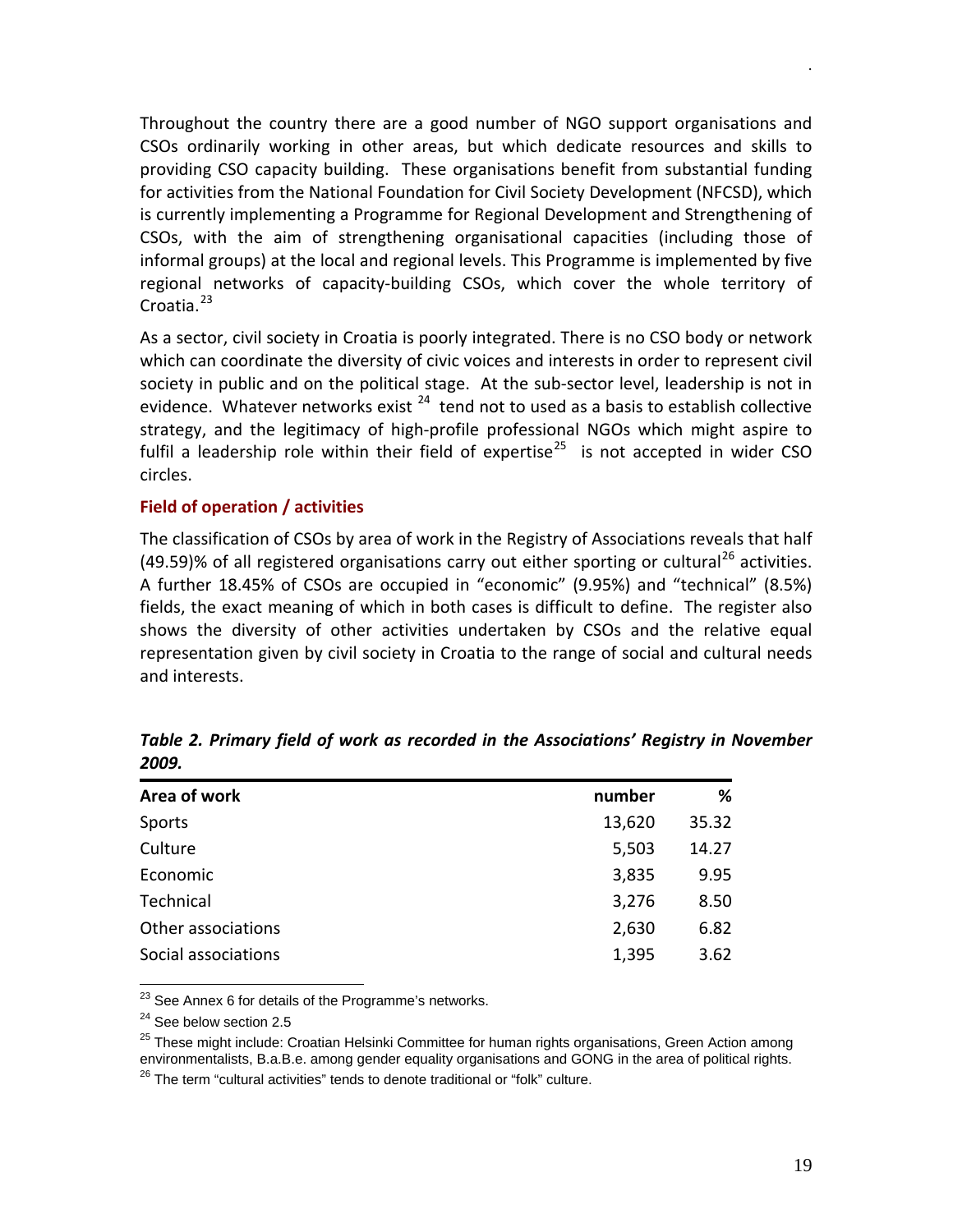Throughout the country there are a good number of NGO support organisations and CSOs ordinarily working in other areas, but which dedicate resources and skills to providing CSO capacity building. These organisations benefit from substantial funding for activities from the National Foundation for Civil Society Development (NFCSD), which is currently implementing a Programme for Regional Development and Strengthening of CSOs, with the aim of strengthening organisational capacities (including those of informal groups) at the local and regional levels. This Programme is implemented by five regional networks of capacity-building CSOs, which cover the whole territory of Croatia.[23]

As a sector, civil society in Croatia is poorly integrated. There is no CSO body or network which can coordinate the diversity of civic voices and interests in order to represent civil society in public and on the political stage. At the sub-sector level, leadership is not in evidence. Whatever networks exist [24] tend not to used as a basis to establish collective strategy, and the legitimacy of high-profile professional NGOs which might aspire to fulfil a leadership role within their field of expertise[25] is not accepted in wider CSO circles.

### Field of operation / activities

The classification of CSOs by area of work in the Registry of Associations reveals that half (49.59)% of all registered organisations carry out either sporting or cultural[26] activities. A further 18.45% of CSOs are occupied in "economic" (9.95%) and "technical" (8.5%) fields, the exact meaning of which in both cases is difficult to define. The register also shows the diversity of other activities undertaken by CSOs and the relative equal representation given by civil society in Croatia to the range of social and cultural needs and interests.

***Table 2. Primary field of work as recorded in the Associations' Registry in November 2009.***

| Area of work | number | % |
|---|---|---|
| Sports | 13,620 | 35.32 |
| Culture | 5,503 | 14.27 |
| Economic | 3,835 | 9.95 |
| Technical | 3,276 | 8.50 |
| Other associations | 2,630 | 6.82 |
| Social associations | 1,395 | 3.62 |

[23] See Annex 6 for details of the Programme's networks.

[24] See below section 2.5

[25] These might include: Croatian Helsinki Committee for human rights organisations, Green Action among environmentalists, B.a.B.e. among gender equality organisations and GONG in the area of political rights.

[26] The term "cultural activities" tends to denote traditional or "folk" culture.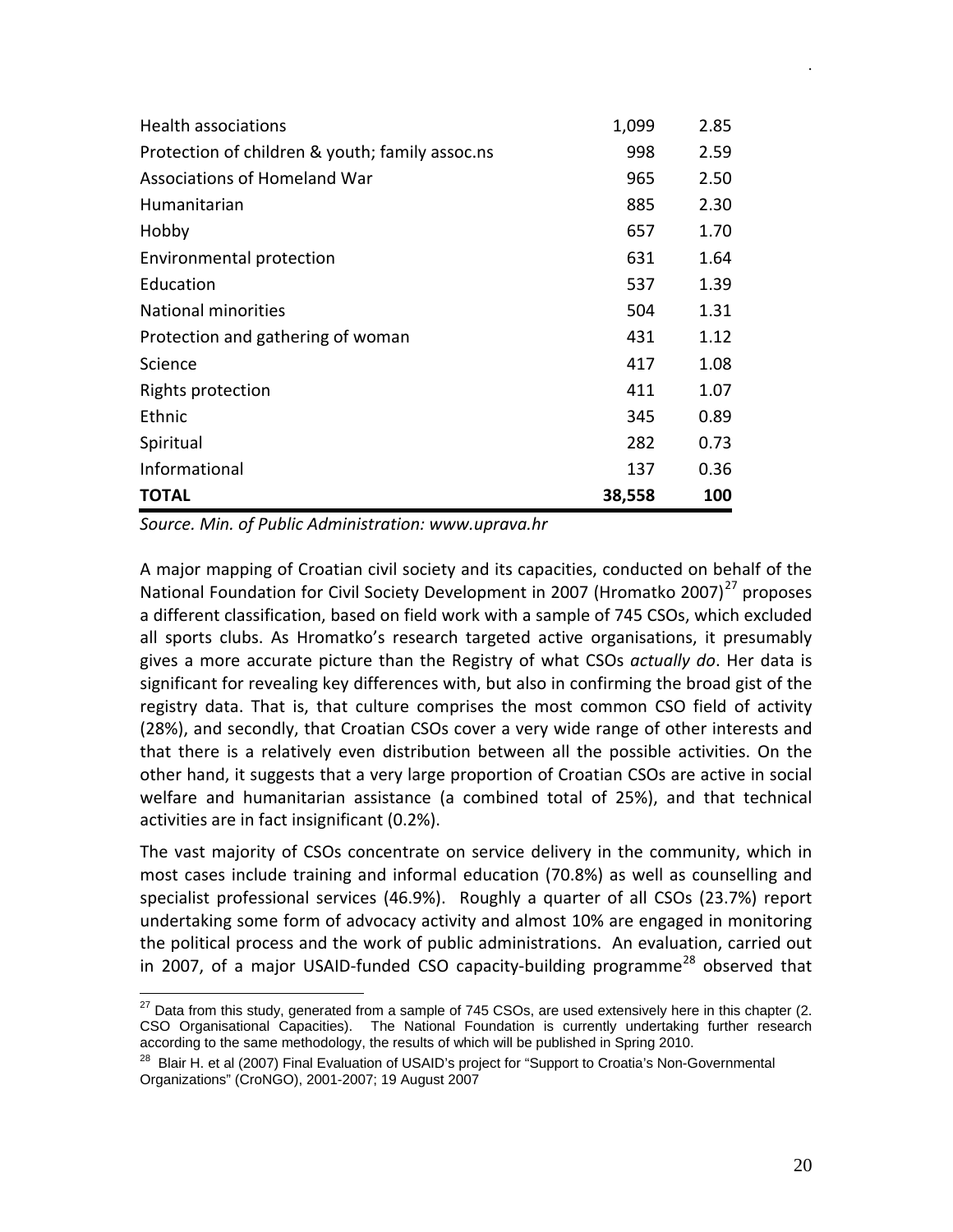| | | |
|---|---|---|
| Health associations | 1,099 | 2.85 |
| Protection of children & youth; family assoc.ns | 998 | 2.59 |
| Associations of Homeland War | 965 | 2.50 |
| Humanitarian | 885 | 2.30 |
| Hobby | 657 | 1.70 |
| Environmental protection | 631 | 1.64 |
| Education | 537 | 1.39 |
| National minorities | 504 | 1.31 |
| Protection and gathering of woman | 431 | 1.12 |
| Science | 417 | 1.08 |
| Rights protection | 411 | 1.07 |
| Ethnic | 345 | 0.89 |
| Spiritual | 282 | 0.73 |
| Informational | 137 | 0.36 |
| **TOTAL** | **38,558** | **100** |

*Source. Min. of Public Administration: www.uprava.hr*

A major mapping of Croatian civil society and its capacities, conducted on behalf of the National Foundation for Civil Society Development in 2007 (Hromatko 2007)[27] proposes a different classification, based on field work with a sample of 745 CSOs, which excluded all sports clubs. As Hromatko's research targeted active organisations, it presumably gives a more accurate picture than the Registry of what CSOs *actually do*. Her data is significant for revealing key differences with, but also in confirming the broad gist of the registry data. That is, that culture comprises the most common CSO field of activity (28%), and secondly, that Croatian CSOs cover a very wide range of other interests and that there is a relatively even distribution between all the possible activities. On the other hand, it suggests that a very large proportion of Croatian CSOs are active in social welfare and humanitarian assistance (a combined total of 25%), and that technical activities are in fact insignificant (0.2%).

The vast majority of CSOs concentrate on service delivery in the community, which in most cases include training and informal education (70.8%) as well as counselling and specialist professional services (46.9%). Roughly a quarter of all CSOs (23.7%) report undertaking some form of advocacy activity and almost 10% are engaged in monitoring the political process and the work of public administrations. An evaluation, carried out in 2007, of a major USAID-funded CSO capacity-building programme[28] observed that

[27] Data from this study, generated from a sample of 745 CSOs, are used extensively here in this chapter (2. CSO Organisational Capacities). The National Foundation is currently undertaking further research according to the same methodology, the results of which will be published in Spring 2010.

[28] Blair H. et al (2007) Final Evaluation of USAID's project for "Support to Croatia's Non-Governmental Organizations" (CroNGO), 2001-2007; 19 August 2007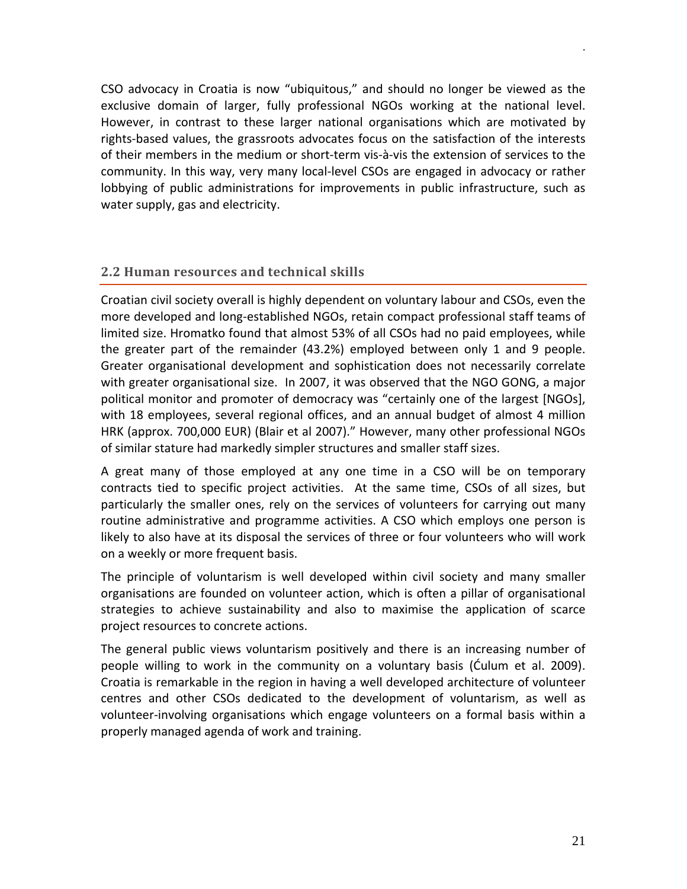CSO advocacy in Croatia is now "ubiquitous," and should no longer be viewed as the exclusive domain of larger, fully professional NGOs working at the national level. However, in contrast to these larger national organisations which are motivated by rights-based values, the grassroots advocates focus on the satisfaction of the interests of their members in the medium or short-term vis-à-vis the extension of services to the community. In this way, very many local-level CSOs are engaged in advocacy or rather lobbying of public administrations for improvements in public infrastructure, such as water supply, gas and electricity.

## 2.2 Human resources and technical skills

Croatian civil society overall is highly dependent on voluntary labour and CSOs, even the more developed and long-established NGOs, retain compact professional staff teams of limited size. Hromatko found that almost 53% of all CSOs had no paid employees, while the greater part of the remainder (43.2%) employed between only 1 and 9 people. Greater organisational development and sophistication does not necessarily correlate with greater organisational size. In 2007, it was observed that the NGO GONG, a major political monitor and promoter of democracy was "certainly one of the largest [NGOs], with 18 employees, several regional offices, and an annual budget of almost 4 million HRK (approx. 700,000 EUR) (Blair et al 2007)." However, many other professional NGOs of similar stature had markedly simpler structures and smaller staff sizes.

A great many of those employed at any one time in a CSO will be on temporary contracts tied to specific project activities. At the same time, CSOs of all sizes, but particularly the smaller ones, rely on the services of volunteers for carrying out many routine administrative and programme activities. A CSO which employs one person is likely to also have at its disposal the services of three or four volunteers who will work on a weekly or more frequent basis.

The principle of voluntarism is well developed within civil society and many smaller organisations are founded on volunteer action, which is often a pillar of organisational strategies to achieve sustainability and also to maximise the application of scarce project resources to concrete actions.

The general public views voluntarism positively and there is an increasing number of people willing to work in the community on a voluntary basis (Ćulum et al. 2009). Croatia is remarkable in the region in having a well developed architecture of volunteer centres and other CSOs dedicated to the development of voluntarism, as well as volunteer-involving organisations which engage volunteers on a formal basis within a properly managed agenda of work and training.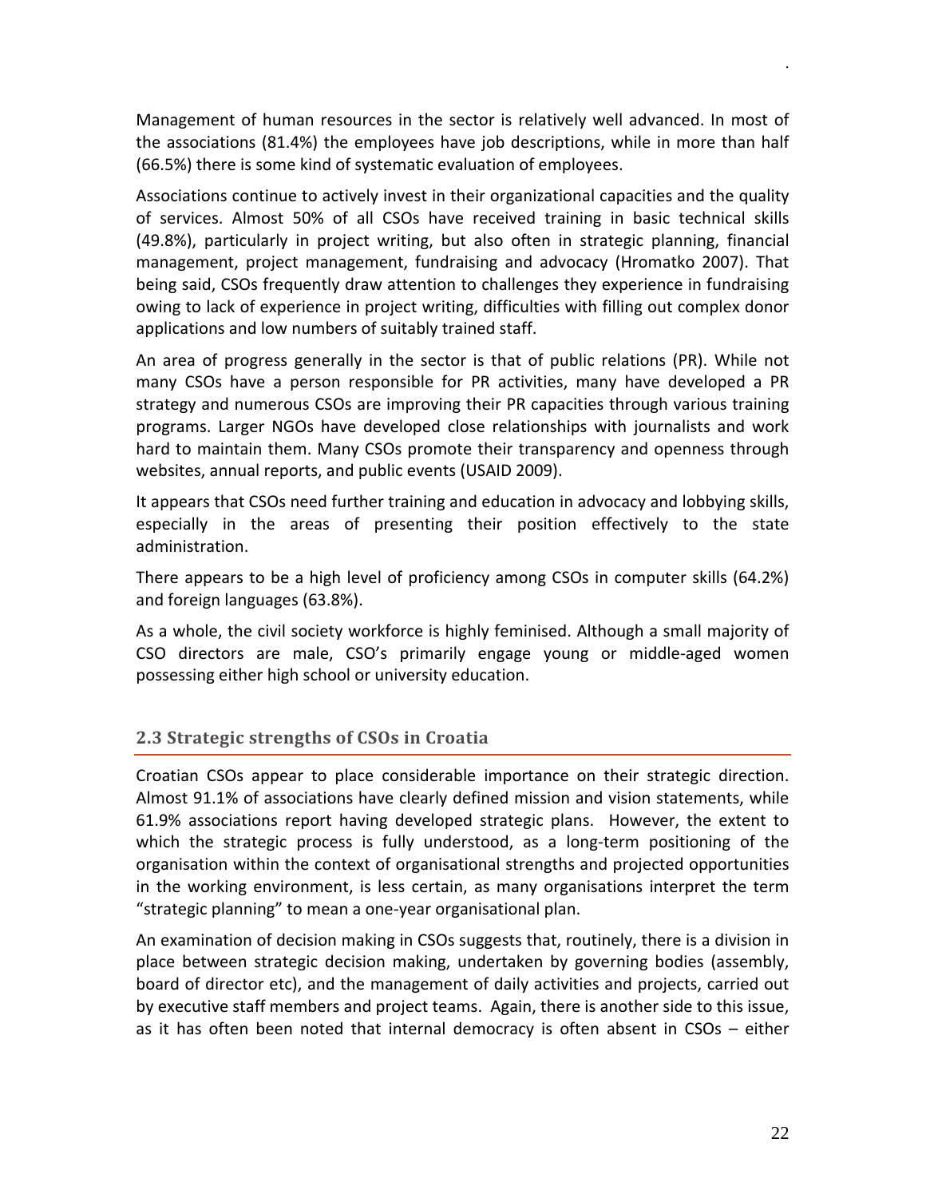Management of human resources in the sector is relatively well advanced. In most of the associations (81.4%) the employees have job descriptions, while in more than half (66.5%) there is some kind of systematic evaluation of employees.

Associations continue to actively invest in their organizational capacities and the quality of services. Almost 50% of all CSOs have received training in basic technical skills (49.8%), particularly in project writing, but also often in strategic planning, financial management, project management, fundraising and advocacy (Hromatko 2007). That being said, CSOs frequently draw attention to challenges they experience in fundraising owing to lack of experience in project writing, difficulties with filling out complex donor applications and low numbers of suitably trained staff.

An area of progress generally in the sector is that of public relations (PR). While not many CSOs have a person responsible for PR activities, many have developed a PR strategy and numerous CSOs are improving their PR capacities through various training programs. Larger NGOs have developed close relationships with journalists and work hard to maintain them. Many CSOs promote their transparency and openness through websites, annual reports, and public events (USAID 2009).

It appears that CSOs need further training and education in advocacy and lobbying skills, especially in the areas of presenting their position effectively to the state administration.

There appears to be a high level of proficiency among CSOs in computer skills (64.2%) and foreign languages (63.8%).

As a whole, the civil society workforce is highly feminised. Although a small majority of CSO directors are male, CSO's primarily engage young or middle-aged women possessing either high school or university education.

### 2.3 Strategic strengths of CSOs in Croatia

Croatian CSOs appear to place considerable importance on their strategic direction. Almost 91.1% of associations have clearly defined mission and vision statements, while 61.9% associations report having developed strategic plans. However, the extent to which the strategic process is fully understood, as a long-term positioning of the organisation within the context of organisational strengths and projected opportunities in the working environment, is less certain, as many organisations interpret the term "strategic planning" to mean a one-year organisational plan.

An examination of decision making in CSOs suggests that, routinely, there is a division in place between strategic decision making, undertaken by governing bodies (assembly, board of director etc), and the management of daily activities and projects, carried out by executive staff members and project teams. Again, there is another side to this issue, as it has often been noted that internal democracy is often absent in CSOs – either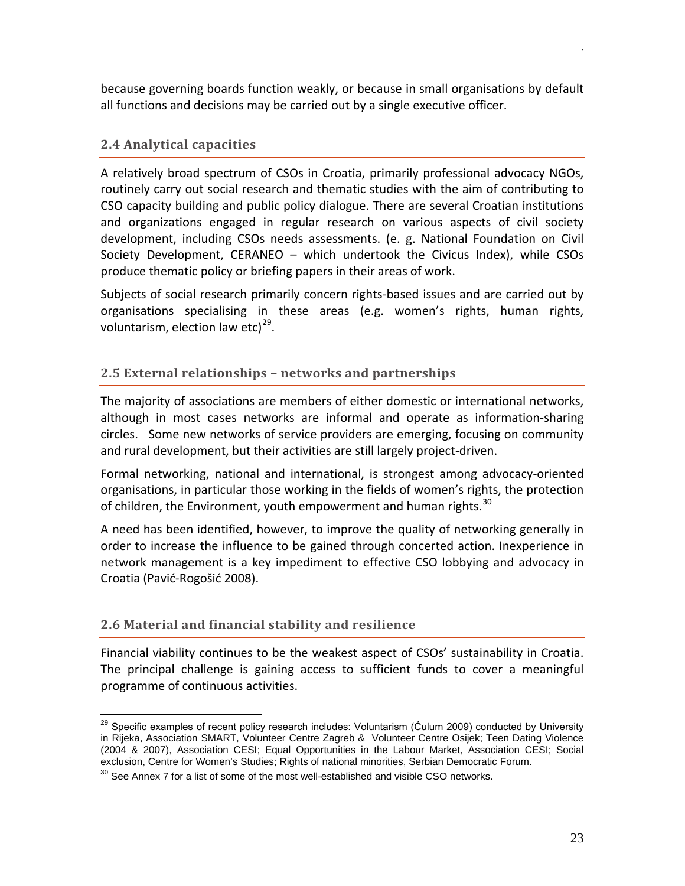because governing boards function weakly, or because in small organisations by default all functions and decisions may be carried out by a single executive officer.

## 2.4 Analytical capacities

A relatively broad spectrum of CSOs in Croatia, primarily professional advocacy NGOs, routinely carry out social research and thematic studies with the aim of contributing to CSO capacity building and public policy dialogue. There are several Croatian institutions and organizations engaged in regular research on various aspects of civil society development, including CSOs needs assessments. (e. g. National Foundation on Civil Society Development, CERANEO – which undertook the Civicus Index), while CSOs produce thematic policy or briefing papers in their areas of work.

Subjects of social research primarily concern rights-based issues and are carried out by organisations specialising in these areas (e.g. women's rights, human rights, voluntarism, election law etc)[29].

## 2.5 External relationships – networks and partnerships

The majority of associations are members of either domestic or international networks, although in most cases networks are informal and operate as information-sharing circles. Some new networks of service providers are emerging, focusing on community and rural development, but their activities are still largely project-driven.

Formal networking, national and international, is strongest among advocacy-oriented organisations, in particular those working in the fields of women's rights, the protection of children, the Environment, youth empowerment and human rights.[30]

A need has been identified, however, to improve the quality of networking generally in order to increase the influence to be gained through concerted action. Inexperience in network management is a key impediment to effective CSO lobbying and advocacy in Croatia (Pavić-Rogošić 2008).

## 2.6 Material and financial stability and resilience

Financial viability continues to be the weakest aspect of CSOs' sustainability in Croatia. The principal challenge is gaining access to sufficient funds to cover a meaningful programme of continuous activities.

---

[29] Specific examples of recent policy research includes: Voluntarism (Ćulum 2009) conducted by University in Rijeka, Association SMART, Volunteer Centre Zagreb & Volunteer Centre Osijek; Teen Dating Violence (2004 & 2007), Association CESI; Equal Opportunities in the Labour Market, Association CESI; Social exclusion, Centre for Women's Studies; Rights of national minorities, Serbian Democratic Forum.

[30] See Annex 7 for a list of some of the most well-established and visible CSO networks.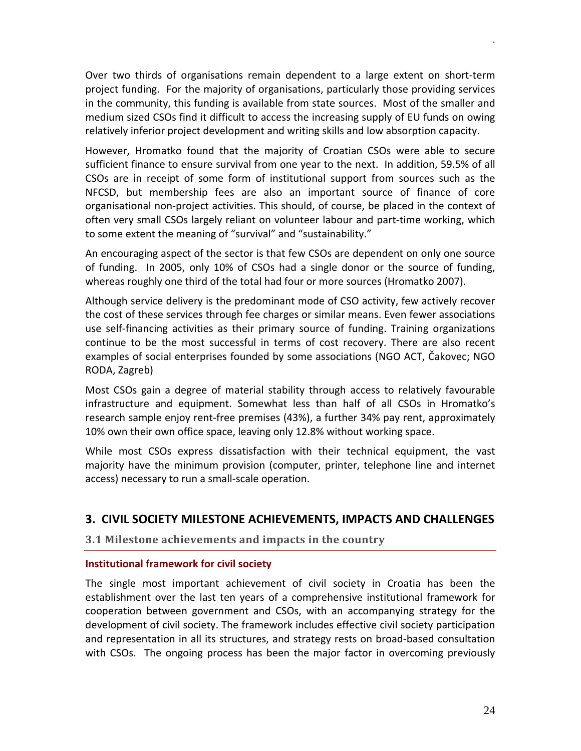Over two thirds of organisations remain dependent to a large extent on short-term project funding. For the majority of organisations, particularly those providing services in the community, this funding is available from state sources. Most of the smaller and medium sized CSOs find it difficult to access the increasing supply of EU funds on owing relatively inferior project development and writing skills and low absorption capacity.

However, Hromatko found that the majority of Croatian CSOs were able to secure sufficient finance to ensure survival from one year to the next. In addition, 59.5% of all CSOs are in receipt of some form of institutional support from sources such as the NFCSD, but membership fees are also an important source of finance of core organisational non-project activities. This should, of course, be placed in the context of often very small CSOs largely reliant on volunteer labour and part-time working, which to some extent the meaning of "survival" and "sustainability."

An encouraging aspect of the sector is that few CSOs are dependent on only one source of funding. In 2005, only 10% of CSOs had a single donor or the source of funding, whereas roughly one third of the total had four or more sources (Hromatko 2007).

Although service delivery is the predominant mode of CSO activity, few actively recover the cost of these services through fee charges or similar means. Even fewer associations use self-financing activities as their primary source of funding. Training organizations continue to be the most successful in terms of cost recovery. There are also recent examples of social enterprises founded by some associations (NGO ACT, Čakovec; NGO RODA, Zagreb)

Most CSOs gain a degree of material stability through access to relatively favourable infrastructure and equipment. Somewhat less than half of all CSOs in Hromatko's research sample enjoy rent-free premises (43%), a further 34% pay rent, approximately 10% own their own office space, leaving only 12.8% without working space.

While most CSOs express dissatisfaction with their technical equipment, the vast majority have the minimum provision (computer, printer, telephone line and internet access) necessary to run a small-scale operation.

# 3. CIVIL SOCIETY MILESTONE ACHIEVEMENTS, IMPACTS AND CHALLENGES

## 3.1 Milestone achievements and impacts in the country

### Institutional framework for civil society

The single most important achievement of civil society in Croatia has been the establishment over the last ten years of a comprehensive institutional framework for cooperation between government and CSOs, with an accompanying strategy for the development of civil society. The framework includes effective civil society participation and representation in all its structures, and strategy rests on broad-based consultation with CSOs. The ongoing process has been the major factor in overcoming previously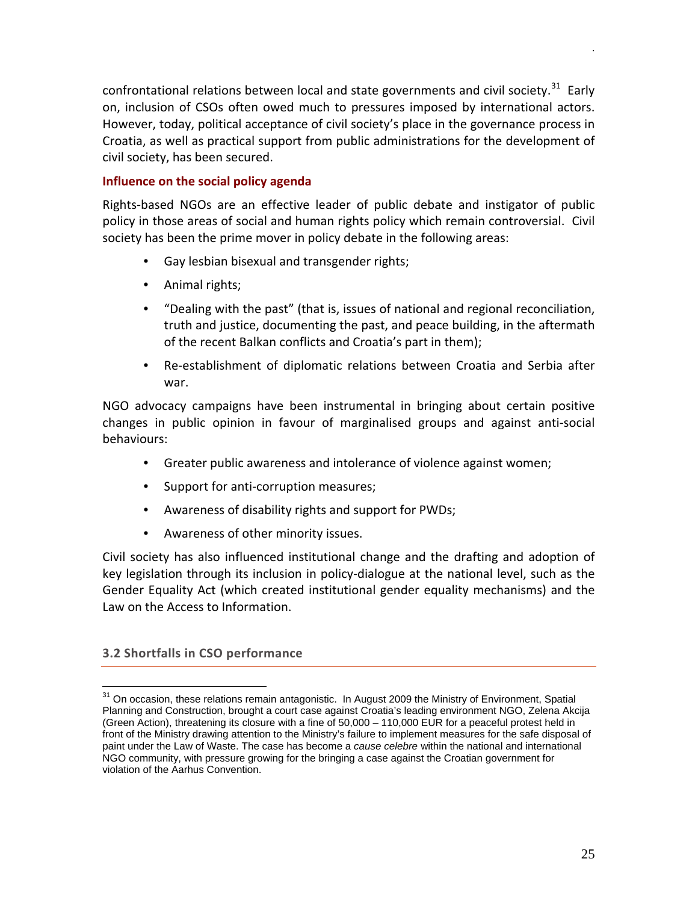confrontational relations between local and state governments and civil society.[31] Early on, inclusion of CSOs often owed much to pressures imposed by international actors. However, today, political acceptance of civil society's place in the governance process in Croatia, as well as practical support from public administrations for the development of civil society, has been secured.

### Influence on the social policy agenda

Rights-based NGOs are an effective leader of public debate and instigator of public policy in those areas of social and human rights policy which remain controversial. Civil society has been the prime mover in policy debate in the following areas:

- Gay lesbian bisexual and transgender rights;
- Animal rights;
- "Dealing with the past" (that is, issues of national and regional reconciliation, truth and justice, documenting the past, and peace building, in the aftermath of the recent Balkan conflicts and Croatia's part in them);
- Re-establishment of diplomatic relations between Croatia and Serbia after war.

NGO advocacy campaigns have been instrumental in bringing about certain positive changes in public opinion in favour of marginalised groups and against anti-social behaviours:

- Greater public awareness and intolerance of violence against women;
- Support for anti-corruption measures;
- Awareness of disability rights and support for PWDs;
- Awareness of other minority issues.

Civil society has also influenced institutional change and the drafting and adoption of key legislation through its inclusion in policy-dialogue at the national level, such as the Gender Equality Act (which created institutional gender equality mechanisms) and the Law on the Access to Information.

## 3.2 Shortfalls in CSO performance

[31] On occasion, these relations remain antagonistic. In August 2009 the Ministry of Environment, Spatial Planning and Construction, brought a court case against Croatia's leading environment NGO, Zelena Akcija (Green Action), threatening its closure with a fine of 50,000 – 110,000 EUR for a peaceful protest held in front of the Ministry drawing attention to the Ministry's failure to implement measures for the safe disposal of paint under the Law of Waste. The case has become a *cause celebre* within the national and international NGO community, with pressure growing for the bringing a case against the Croatian government for violation of the Aarhus Convention.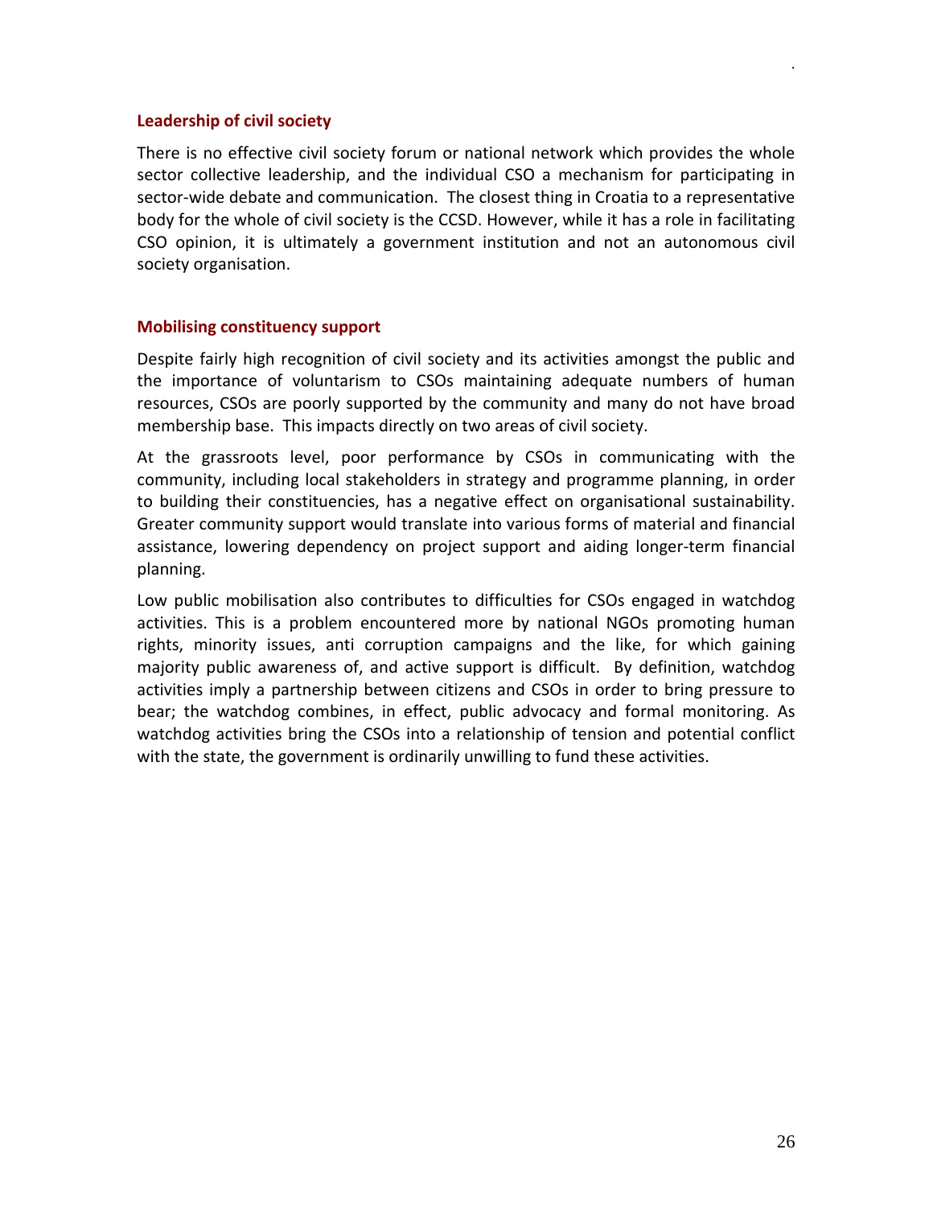### Leadership of civil society

There is no effective civil society forum or national network which provides the whole sector collective leadership, and the individual CSO a mechanism for participating in sector-wide debate and communication. The closest thing in Croatia to a representative body for the whole of civil society is the CCSD. However, while it has a role in facilitating CSO opinion, it is ultimately a government institution and not an autonomous civil society organisation.

### Mobilising constituency support

Despite fairly high recognition of civil society and its activities amongst the public and the importance of voluntarism to CSOs maintaining adequate numbers of human resources, CSOs are poorly supported by the community and many do not have broad membership base. This impacts directly on two areas of civil society.

At the grassroots level, poor performance by CSOs in communicating with the community, including local stakeholders in strategy and programme planning, in order to building their constituencies, has a negative effect on organisational sustainability. Greater community support would translate into various forms of material and financial assistance, lowering dependency on project support and aiding longer-term financial planning.

Low public mobilisation also contributes to difficulties for CSOs engaged in watchdog activities. This is a problem encountered more by national NGOs promoting human rights, minority issues, anti corruption campaigns and the like, for which gaining majority public awareness of, and active support is difficult. By definition, watchdog activities imply a partnership between citizens and CSOs in order to bring pressure to bear; the watchdog combines, in effect, public advocacy and formal monitoring. As watchdog activities bring the CSOs into a relationship of tension and potential conflict with the state, the government is ordinarily unwilling to fund these activities.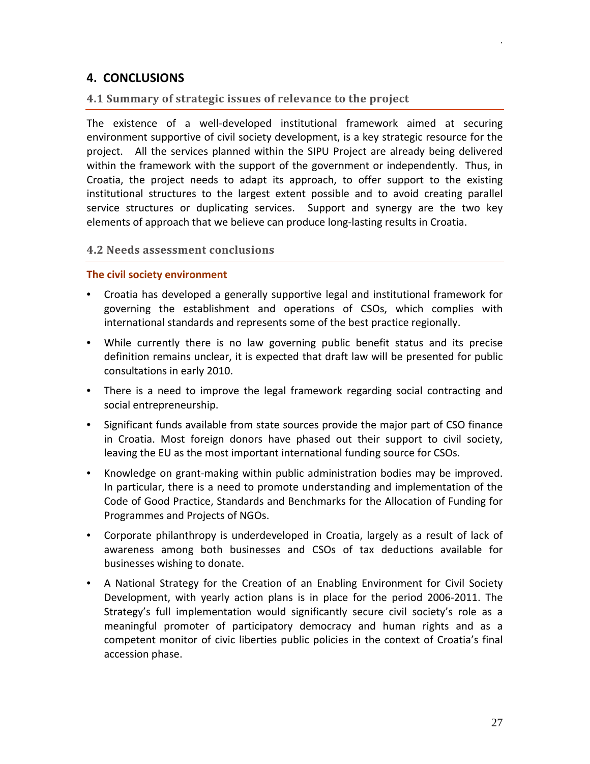## 4. CONCLUSIONS

### 4.1 Summary of strategic issues of relevance to the project

The existence of a well-developed institutional framework aimed at securing environment supportive of civil society development, is a key strategic resource for the project. All the services planned within the SIPU Project are already being delivered within the framework with the support of the government or independently. Thus, in Croatia, the project needs to adapt its approach, to offer support to the existing institutional structures to the largest extent possible and to avoid creating parallel service structures or duplicating services. Support and synergy are the two key elements of approach that we believe can produce long-lasting results in Croatia.

### 4.2 Needs assessment conclusions

#### The civil society environment

- Croatia has developed a generally supportive legal and institutional framework for governing the establishment and operations of CSOs, which complies with international standards and represents some of the best practice regionally.
- While currently there is no law governing public benefit status and its precise definition remains unclear, it is expected that draft law will be presented for public consultations in early 2010.
- There is a need to improve the legal framework regarding social contracting and social entrepreneurship.
- Significant funds available from state sources provide the major part of CSO finance in Croatia. Most foreign donors have phased out their support to civil society, leaving the EU as the most important international funding source for CSOs.
- Knowledge on grant-making within public administration bodies may be improved. In particular, there is a need to promote understanding and implementation of the Code of Good Practice, Standards and Benchmarks for the Allocation of Funding for Programmes and Projects of NGOs.
- Corporate philanthropy is underdeveloped in Croatia, largely as a result of lack of awareness among both businesses and CSOs of tax deductions available for businesses wishing to donate.
- A National Strategy for the Creation of an Enabling Environment for Civil Society Development, with yearly action plans is in place for the period 2006-2011. The Strategy's full implementation would significantly secure civil society's role as a meaningful promoter of participatory democracy and human rights and as a competent monitor of civic liberties public policies in the context of Croatia's final accession phase.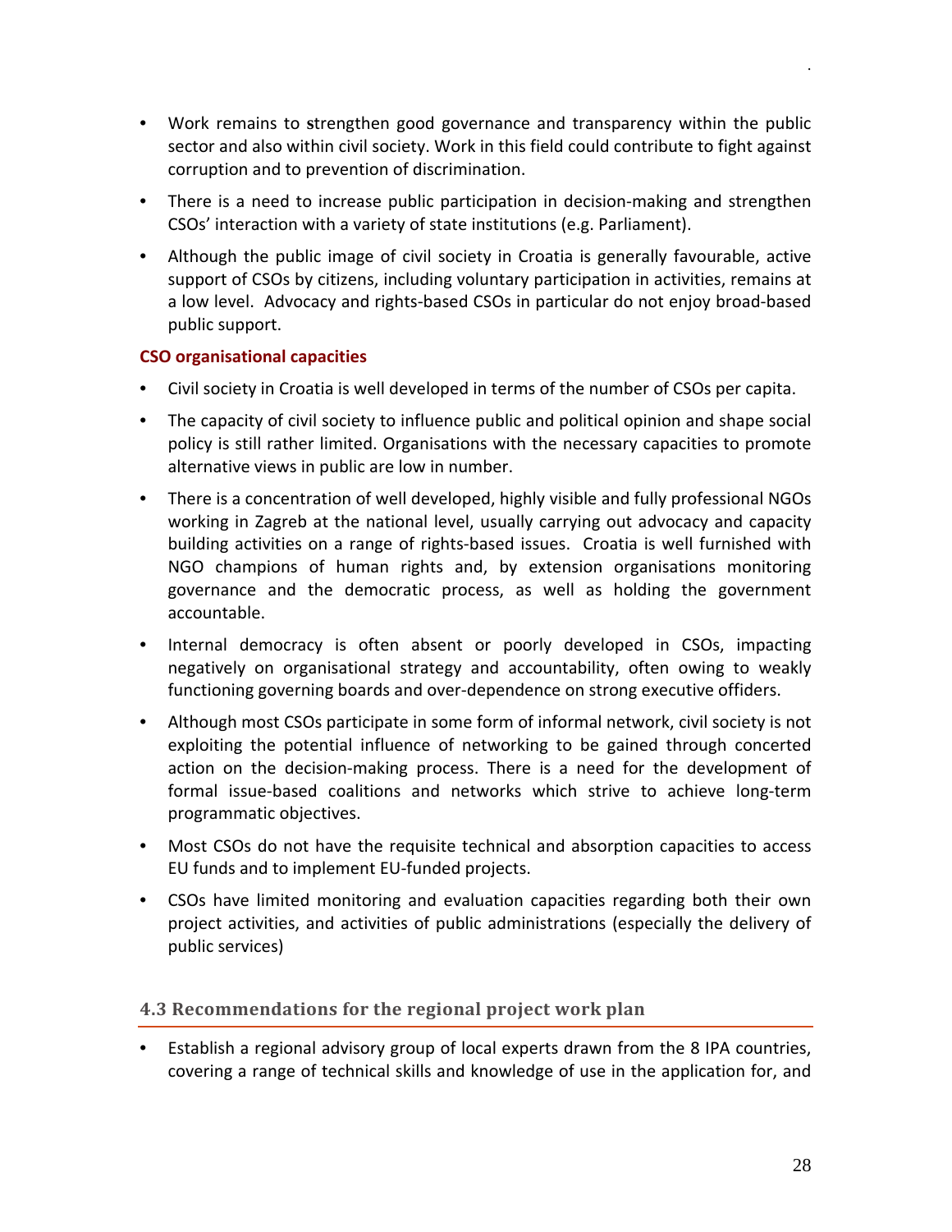- Work remains to strengthen good governance and transparency within the public sector and also within civil society. Work in this field could contribute to fight against corruption and to prevention of discrimination.
- There is a need to increase public participation in decision-making and strengthen CSOs' interaction with a variety of state institutions (e.g. Parliament).
- Although the public image of civil society in Croatia is generally favourable, active support of CSOs by citizens, including voluntary participation in activities, remains at a low level. Advocacy and rights-based CSOs in particular do not enjoy broad-based public support.

**CSO organisational capacities**

- Civil society in Croatia is well developed in terms of the number of CSOs per capita.
- The capacity of civil society to influence public and political opinion and shape social policy is still rather limited. Organisations with the necessary capacities to promote alternative views in public are low in number.
- There is a concentration of well developed, highly visible and fully professional NGOs working in Zagreb at the national level, usually carrying out advocacy and capacity building activities on a range of rights-based issues. Croatia is well furnished with NGO champions of human rights and, by extension organisations monitoring governance and the democratic process, as well as holding the government accountable.
- Internal democracy is often absent or poorly developed in CSOs, impacting negatively on organisational strategy and accountability, often owing to weakly functioning governing boards and over-dependence on strong executive offiders.
- Although most CSOs participate in some form of informal network, civil society is not exploiting the potential influence of networking to be gained through concerted action on the decision-making process. There is a need for the development of formal issue-based coalitions and networks which strive to achieve long-term programmatic objectives.
- Most CSOs do not have the requisite technical and absorption capacities to access EU funds and to implement EU-funded projects.
- CSOs have limited monitoring and evaluation capacities regarding both their own project activities, and activities of public administrations (especially the delivery of public services)

## 4.3 Recommendations for the regional project work plan

- Establish a regional advisory group of local experts drawn from the 8 IPA countries, covering a range of technical skills and knowledge of use in the application for, and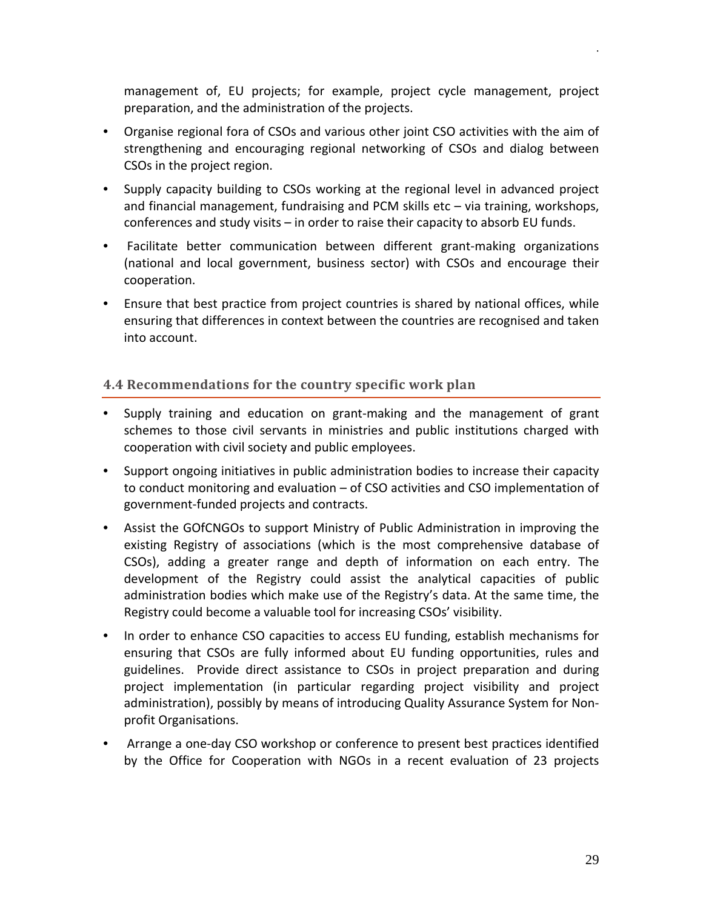management of, EU projects; for example, project cycle management, project preparation, and the administration of the projects.

- Organise regional fora of CSOs and various other joint CSO activities with the aim of strengthening and encouraging regional networking of CSOs and dialog between CSOs in the project region.
- Supply capacity building to CSOs working at the regional level in advanced project and financial management, fundraising and PCM skills etc – via training, workshops, conferences and study visits – in order to raise their capacity to absorb EU funds.
- Facilitate better communication between different grant-making organizations (national and local government, business sector) with CSOs and encourage their cooperation.
- Ensure that best practice from project countries is shared by national offices, while ensuring that differences in context between the countries are recognised and taken into account.

### 4.4 Recommendations for the country specific work plan

- Supply training and education on grant-making and the management of grant schemes to those civil servants in ministries and public institutions charged with cooperation with civil society and public employees.
- Support ongoing initiatives in public administration bodies to increase their capacity to conduct monitoring and evaluation – of CSO activities and CSO implementation of government-funded projects and contracts.
- Assist the GOfCNGOs to support Ministry of Public Administration in improving the existing Registry of associations (which is the most comprehensive database of CSOs), adding a greater range and depth of information on each entry. The development of the Registry could assist the analytical capacities of public administration bodies which make use of the Registry's data. At the same time, the Registry could become a valuable tool for increasing CSOs' visibility.
- In order to enhance CSO capacities to access EU funding, establish mechanisms for ensuring that CSOs are fully informed about EU funding opportunities, rules and guidelines. Provide direct assistance to CSOs in project preparation and during project implementation (in particular regarding project visibility and project administration), possibly by means of introducing Quality Assurance System for Non-profit Organisations.
- Arrange a one-day CSO workshop or conference to present best practices identified by the Office for Cooperation with NGOs in a recent evaluation of 23 projects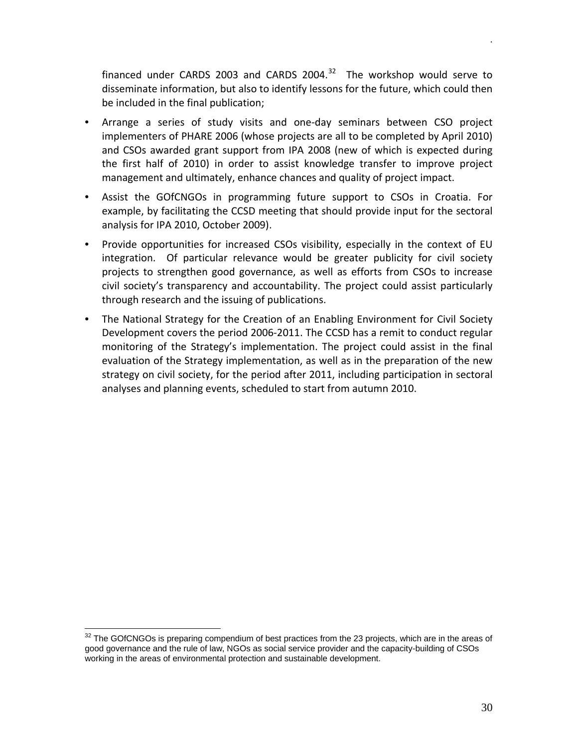financed under CARDS 2003 and CARDS 2004.[32] The workshop would serve to disseminate information, but also to identify lessons for the future, which could then be included in the final publication;

- Arrange a series of study visits and one-day seminars between CSO project implementers of PHARE 2006 (whose projects are all to be completed by April 2010) and CSOs awarded grant support from IPA 2008 (new of which is expected during the first half of 2010) in order to assist knowledge transfer to improve project management and ultimately, enhance chances and quality of project impact.
- Assist the GOfCNGOs in programming future support to CSOs in Croatia. For example, by facilitating the CCSD meeting that should provide input for the sectoral analysis for IPA 2010, October 2009).
- Provide opportunities for increased CSOs visibility, especially in the context of EU integration. Of particular relevance would be greater publicity for civil society projects to strengthen good governance, as well as efforts from CSOs to increase civil society's transparency and accountability. The project could assist particularly through research and the issuing of publications.
- The National Strategy for the Creation of an Enabling Environment for Civil Society Development covers the period 2006-2011. The CCSD has a remit to conduct regular monitoring of the Strategy's implementation. The project could assist in the final evaluation of the Strategy implementation, as well as in the preparation of the new strategy on civil society, for the period after 2011, including participation in sectoral analyses and planning events, scheduled to start from autumn 2010.

[32] The GOfCNGOs is preparing compendium of best practices from the 23 projects, which are in the areas of good governance and the rule of law, NGOs as social service provider and the capacity-building of CSOs working in the areas of environmental protection and sustainable development.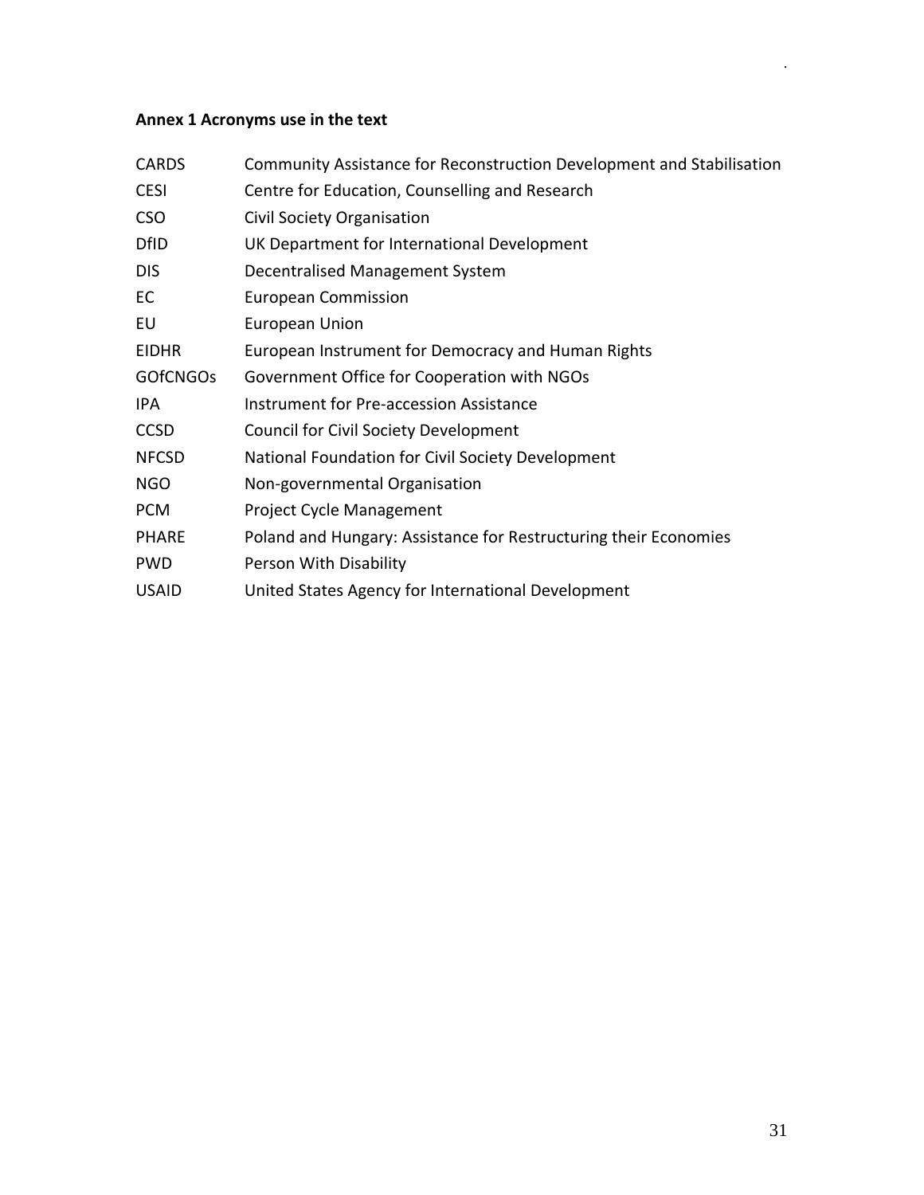**Annex 1 Acronyms use in the text**

| | |
|---|---|
| CARDS | Community Assistance for Reconstruction Development and Stabilisation |
| CESI | Centre for Education, Counselling and Research |
| CSO | Civil Society Organisation |
| DfID | UK Department for International Development |
| DIS | Decentralised Management System |
| EC | European Commission |
| EU | European Union |
| EIDHR | European Instrument for Democracy and Human Rights |
| GOfCNGOs | Government Office for Cooperation with NGOs |
| IPA | Instrument for Pre-accession Assistance |
| CCSD | Council for Civil Society Development |
| NFCSD | National Foundation for Civil Society Development |
| NGO | Non-governmental Organisation |
| PCM | Project Cycle Management |
| PHARE | Poland and Hungary: Assistance for Restructuring their Economies |
| PWD | Person With Disability |
| USAID | United States Agency for International Development |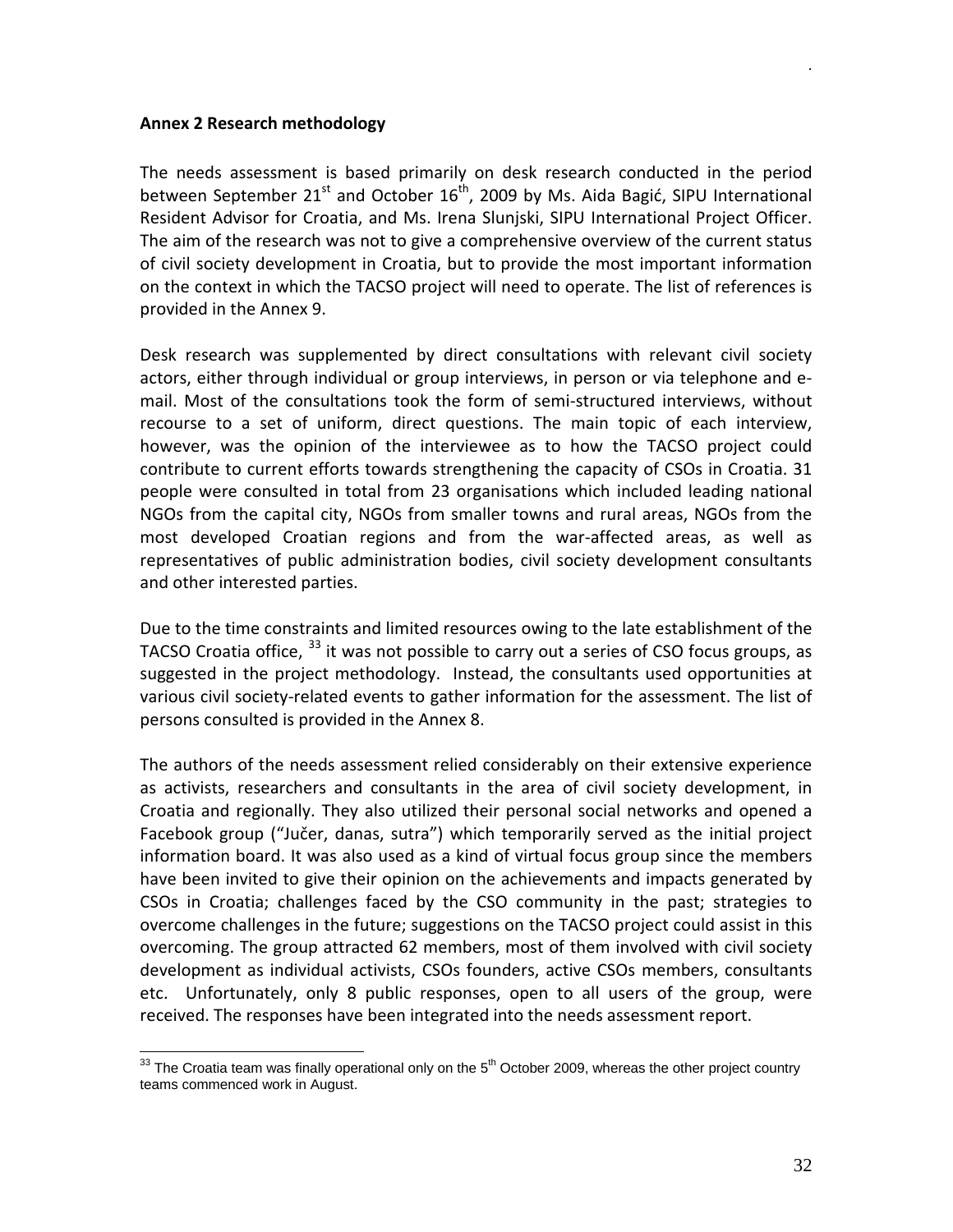**Annex 2 Research methodology**

The needs assessment is based primarily on desk research conducted in the period between September 21st and October 16th, 2009 by Ms. Aida Bagić, SIPU International Resident Advisor for Croatia, and Ms. Irena Slunjski, SIPU International Project Officer. The aim of the research was not to give a comprehensive overview of the current status of civil society development in Croatia, but to provide the most important information on the context in which the TACSO project will need to operate. The list of references is provided in the Annex 9.

Desk research was supplemented by direct consultations with relevant civil society actors, either through individual or group interviews, in person or via telephone and e-mail. Most of the consultations took the form of semi-structured interviews, without recourse to a set of uniform, direct questions. The main topic of each interview, however, was the opinion of the interviewee as to how the TACSO project could contribute to current efforts towards strengthening the capacity of CSOs in Croatia. 31 people were consulted in total from 23 organisations which included leading national NGOs from the capital city, NGOs from smaller towns and rural areas, NGOs from the most developed Croatian regions and from the war-affected areas, as well as representatives of public administration bodies, civil society development consultants and other interested parties.

Due to the time constraints and limited resources owing to the late establishment of the TACSO Croatia office, [33] it was not possible to carry out a series of CSO focus groups, as suggested in the project methodology. Instead, the consultants used opportunities at various civil society-related events to gather information for the assessment. The list of persons consulted is provided in the Annex 8.

The authors of the needs assessment relied considerably on their extensive experience as activists, researchers and consultants in the area of civil society development, in Croatia and regionally. They also utilized their personal social networks and opened a Facebook group ("Jučer, danas, sutra") which temporarily served as the initial project information board. It was also used as a kind of virtual focus group since the members have been invited to give their opinion on the achievements and impacts generated by CSOs in Croatia; challenges faced by the CSO community in the past; strategies to overcome challenges in the future; suggestions on the TACSO project could assist in this overcoming. The group attracted 62 members, most of them involved with civil society development as individual activists, CSOs founders, active CSOs members, consultants etc. Unfortunately, only 8 public responses, open to all users of the group, were received. The responses have been integrated into the needs assessment report.

---

[33] The Croatia team was finally operational only on the 5th October 2009, whereas the other project country teams commenced work in August.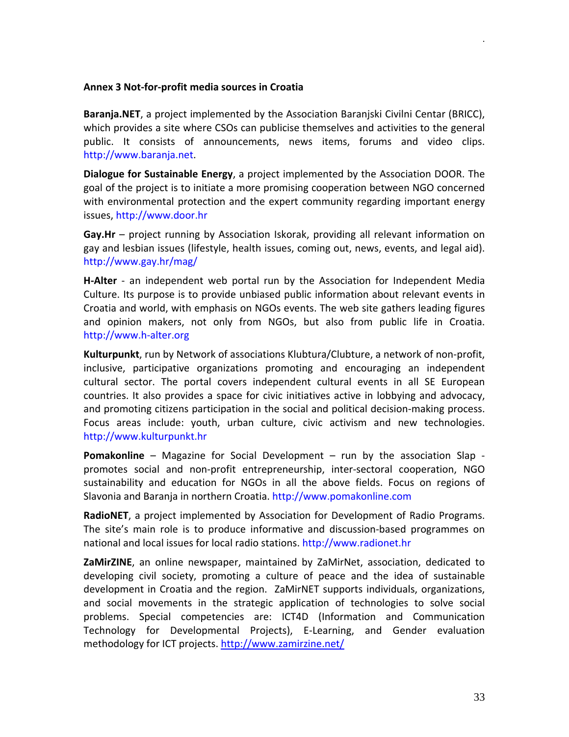**Annex 3 Not-for-profit media sources in Croatia**

**Baranja.NET**, a project implemented by the Association Baranjski Civilni Centar (BRICC), which provides a site where CSOs can publicise themselves and activities to the general public. It consists of announcements, news items, forums and video clips. http://www.baranja.net.

**Dialogue for Sustainable Energy**, a project implemented by the Association DOOR. The goal of the project is to initiate a more promising cooperation between NGO concerned with environmental protection and the expert community regarding important energy issues, http://www.door.hr

**Gay.Hr** – project running by Association Iskorak, providing all relevant information on gay and lesbian issues (lifestyle, health issues, coming out, news, events, and legal aid). http://www.gay.hr/mag/

**H-Alter** - an independent web portal run by the Association for Independent Media Culture. Its purpose is to provide unbiased public information about relevant events in Croatia and world, with emphasis on NGOs events. The web site gathers leading figures and opinion makers, not only from NGOs, but also from public life in Croatia. http://www.h-alter.org

**Kulturpunkt**, run by Network of associations Klubtura/Clubture, a network of non-profit, inclusive, participative organizations promoting and encouraging an independent cultural sector. The portal covers independent cultural events in all SE European countries. It also provides a space for civic initiatives active in lobbying and advocacy, and promoting citizens participation in the social and political decision-making process. Focus areas include: youth, urban culture, civic activism and new technologies. http://www.kulturpunkt.hr

**Pomakonline** – Magazine for Social Development – run by the association Slap - promotes social and non-profit entrepreneurship, inter-sectoral cooperation, NGO sustainability and education for NGOs in all the above fields. Focus on regions of Slavonia and Baranja in northern Croatia. http://www.pomakonline.com

**RadioNET**, a project implemented by Association for Development of Radio Programs. The site's main role is to produce informative and discussion-based programmes on national and local issues for local radio stations. http://www.radionet.hr

**ZaMirZINE**, an online newspaper, maintained by ZaMirNet, association, dedicated to developing civil society, promoting a culture of peace and the idea of sustainable development in Croatia and the region. ZaMirNET supports individuals, organizations, and social movements in the strategic application of technologies to solve social problems. Special competencies are: ICT4D (Information and Communication Technology for Developmental Projects), E-Learning, and Gender evaluation methodology for ICT projects. http://www.zamirzine.net/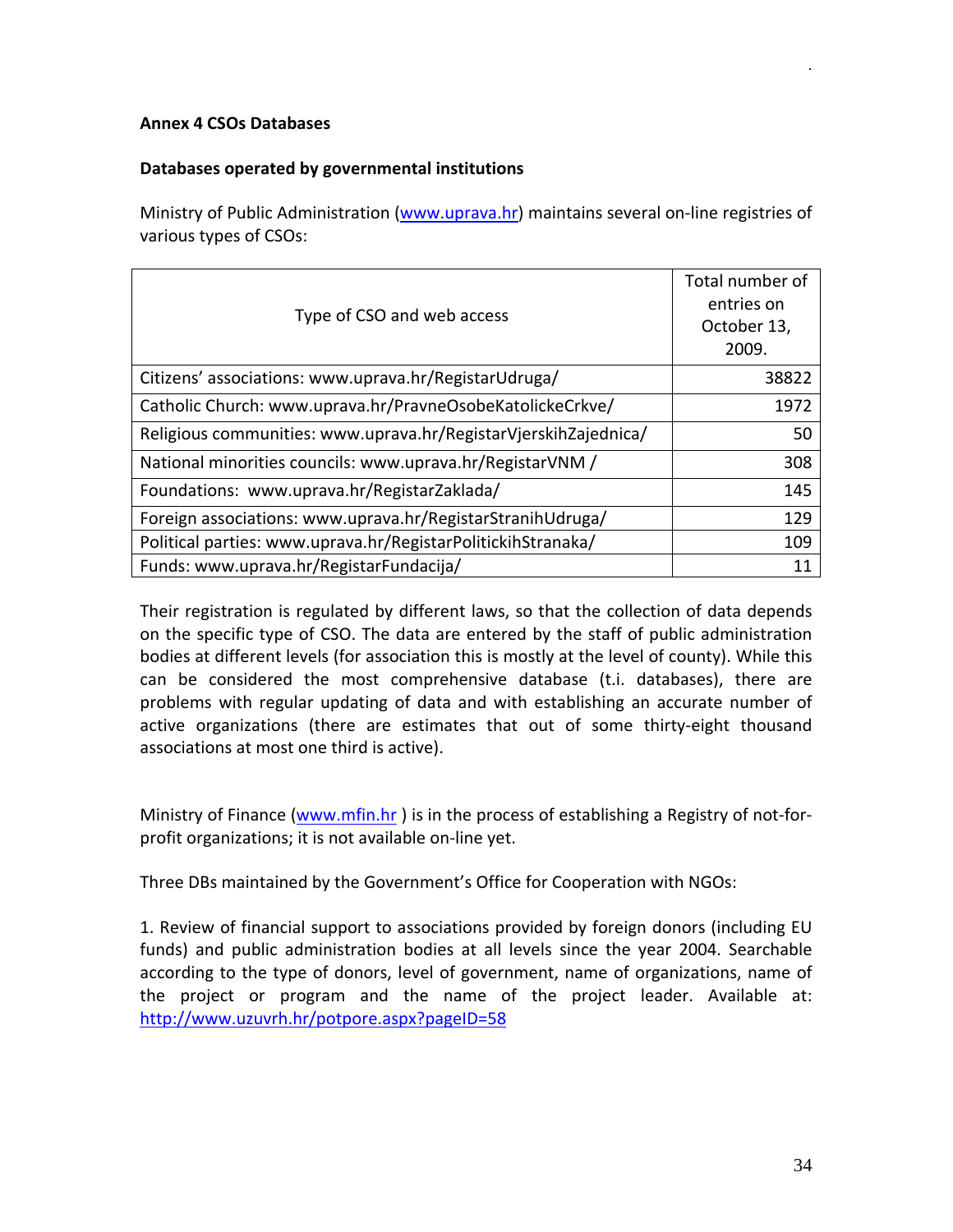**Annex 4 CSOs Databases**

**Databases operated by governmental institutions**

Ministry of Public Administration ([www.uprava.hr](www.uprava.hr)) maintains several on-line registries of various types of CSOs:

| Type of CSO and web access | Total number of entries on October 13, 2009. |
|---|---|
| Citizens' associations: www.uprava.hr/RegistarUdruga/ | 38822 |
| Catholic Church: www.uprava.hr/PravneOsobeKatolickeCrkve/ | 1972 |
| Religious communities: www.uprava.hr/RegistarVjerskihZajednica/ | 50 |
| National minorities councils: www.uprava.hr/RegistarVNM / | 308 |
| Foundations: www.uprava.hr/RegistarZaklada/ | 145 |
| Foreign associations: www.uprava.hr/RegistarStranihUdruga/ | 129 |
| Political parties: www.uprava.hr/RegistarPolitickihStranaka/ | 109 |
| Funds: www.uprava.hr/RegistarFundacija/ | 11 |

Their registration is regulated by different laws, so that the collection of data depends on the specific type of CSO. The data are entered by the staff of public administration bodies at different levels (for association this is mostly at the level of county). While this can be considered the most comprehensive database (t.i. databases), there are problems with regular updating of data and with establishing an accurate number of active organizations (there are estimates that out of some thirty-eight thousand associations at most one third is active).

Ministry of Finance ([www.mfin.hr](www.mfin.hr) ) is in the process of establishing a Registry of not-for-profit organizations; it is not available on-line yet.

Three DBs maintained by the Government's Office for Cooperation with NGOs:

1. Review of financial support to associations provided by foreign donors (including EU funds) and public administration bodies at all levels since the year 2004. Searchable according to the type of donors, level of government, name of organizations, name of the project or program and the name of the project leader. Available at: [http://www.uzuvrh.hr/potpore.aspx?pageID=58](http://www.uzuvrh.hr/potpore.aspx?pageID=58)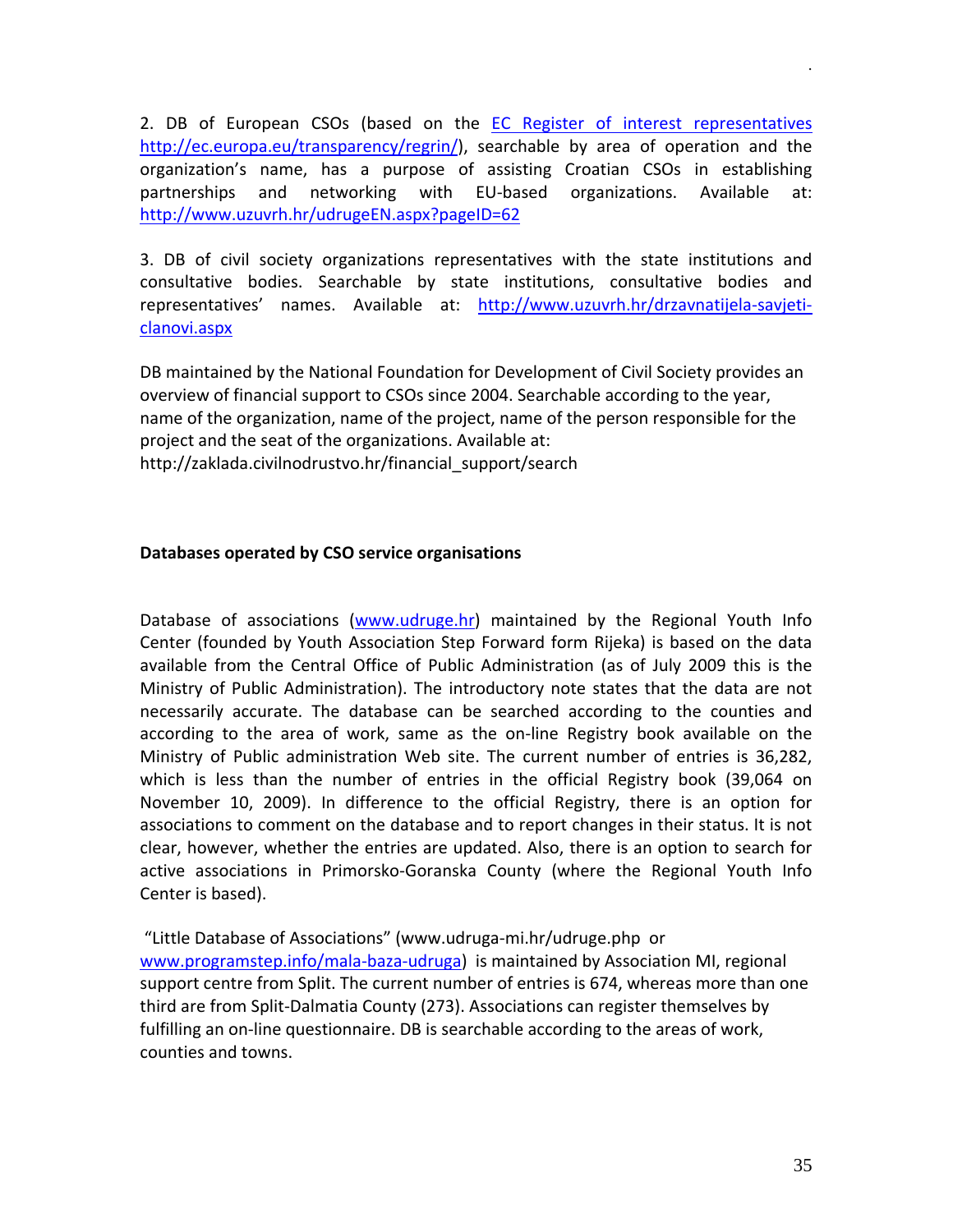2. DB of European CSOs (based on the EC Register of interest representatives http://ec.europa.eu/transparency/regrin/), searchable by area of operation and the organization's name, has a purpose of assisting Croatian CSOs in establishing partnerships and networking with EU-based organizations. Available at: http://www.uzuvrh.hr/udrugeEN.aspx?pageID=62

3. DB of civil society organizations representatives with the state institutions and consultative bodies. Searchable by state institutions, consultative bodies and representatives' names. Available at: http://www.uzuvrh.hr/drzavnatijela-savjeti-clanovi.aspx

DB maintained by the National Foundation for Development of Civil Society provides an overview of financial support to CSOs since 2004. Searchable according to the year, name of the organization, name of the project, name of the person responsible for the project and the seat of the organizations. Available at: http://zaklada.civilnodrustvo.hr/financial_support/search

**Databases operated by CSO service organisations**

Database of associations (www.udruge.hr) maintained by the Regional Youth Info Center (founded by Youth Association Step Forward form Rijeka) is based on the data available from the Central Office of Public Administration (as of July 2009 this is the Ministry of Public Administration). The introductory note states that the data are not necessarily accurate. The database can be searched according to the counties and according to the area of work, same as the on-line Registry book available on the Ministry of Public administration Web site. The current number of entries is 36,282, which is less than the number of entries in the official Registry book (39,064 on November 10, 2009). In difference to the official Registry, there is an option for associations to comment on the database and to report changes in their status. It is not clear, however, whether the entries are updated. Also, there is an option to search for active associations in Primorsko-Goranska County (where the Regional Youth Info Center is based).

"Little Database of Associations" (www.udruga-mi.hr/udruge.php or www.programstep.info/mala-baza-udruga) is maintained by Association MI, regional support centre from Split. The current number of entries is 674, whereas more than one third are from Split-Dalmatia County (273). Associations can register themselves by fulfilling an on-line questionnaire. DB is searchable according to the areas of work, counties and towns.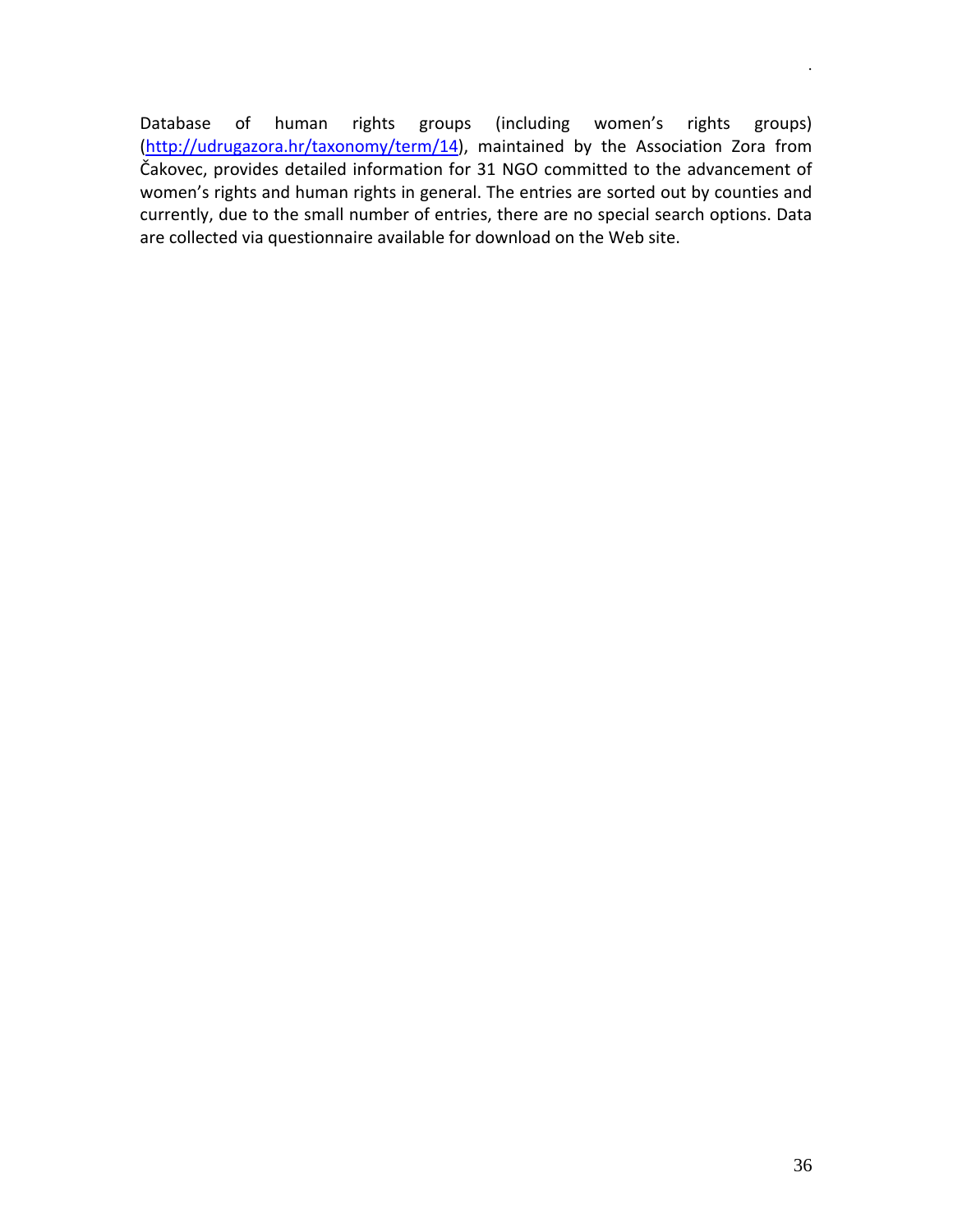Database of human rights groups (including women's rights groups) (http://udrugazora.hr/taxonomy/term/14), maintained by the Association Zora from Čakovec, provides detailed information for 31 NGO committed to the advancement of women's rights and human rights in general. The entries are sorted out by counties and currently, due to the small number of entries, there are no special search options. Data are collected via questionnaire available for download on the Web site.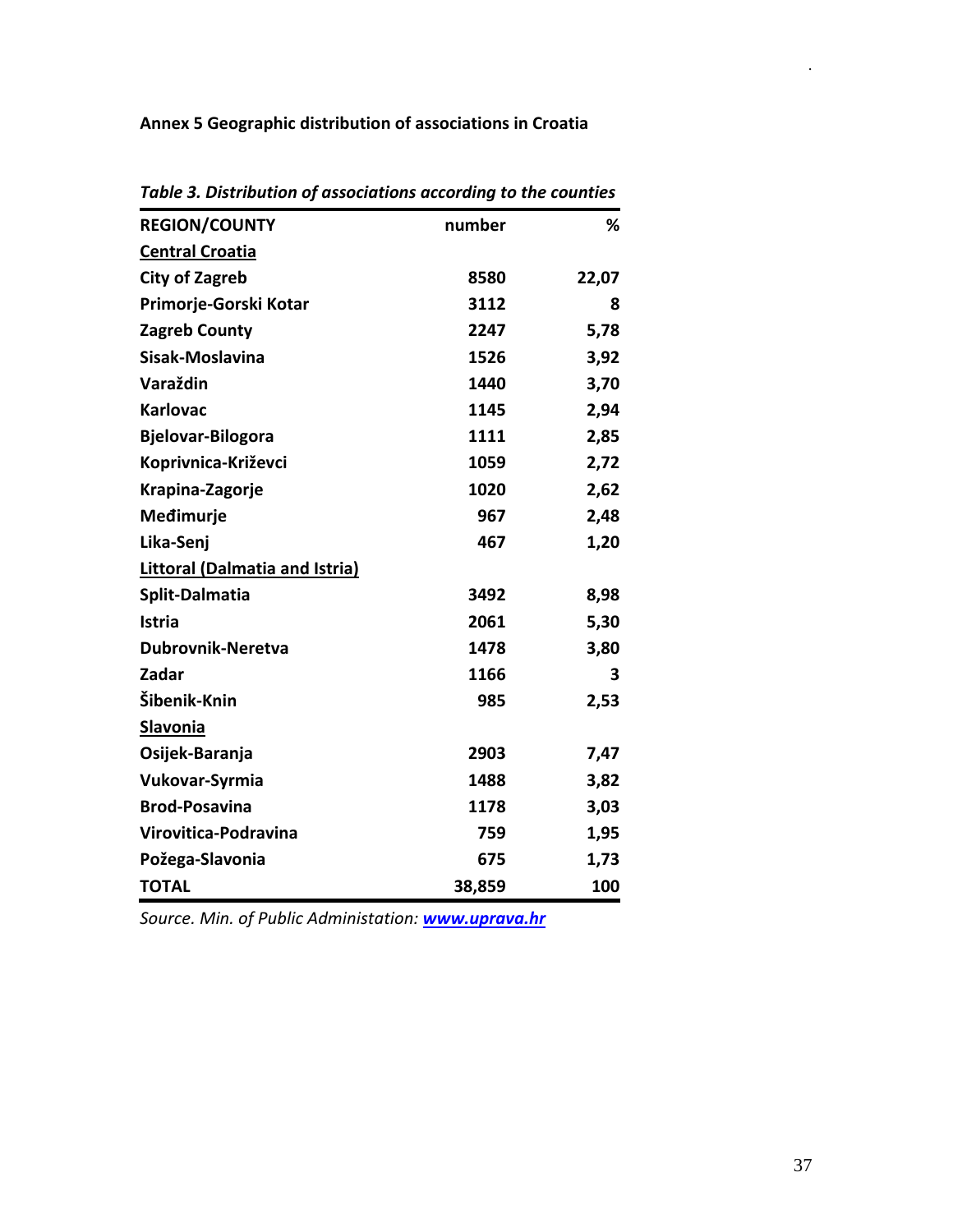**Annex 5 Geographic distribution of associations in Croatia**

*Table 3. Distribution of associations according to the counties*

| REGION/COUNTY | number | % |
|---|---|---|
| Central Croatia | | |
| City of Zagreb | 8580 | 22,07 |
| Primorje-Gorski Kotar | 3112 | 8 |
| Zagreb County | 2247 | 5,78 |
| Sisak-Moslavina | 1526 | 3,92 |
| Varaždin | 1440 | 3,70 |
| Karlovac | 1145 | 2,94 |
| Bjelovar-Bilogora | 1111 | 2,85 |
| Koprivnica-Križevci | 1059 | 2,72 |
| Krapina-Zagorje | 1020 | 2,62 |
| Međimurje | 967 | 2,48 |
| Lika-Senj | 467 | 1,20 |
| Littoral (Dalmatia and Istria) | | |
| Split-Dalmatia | 3492 | 8,98 |
| Istria | 2061 | 5,30 |
| Dubrovnik-Neretva | 1478 | 3,80 |
| Zadar | 1166 | 3 |
| Šibenik-Knin | 985 | 2,53 |
| Slavonia | | |
| Osijek-Baranja | 2903 | 7,47 |
| Vukovar-Syrmia | 1488 | 3,82 |
| Brod-Posavina | 1178 | 3,03 |
| Virovitica-Podravina | 759 | 1,95 |
| Požega-Slavonia | 675 | 1,73 |
| TOTAL | 38,859 | 100 |

*Source. Min. of Public Administation:* ***www.uprava.hr***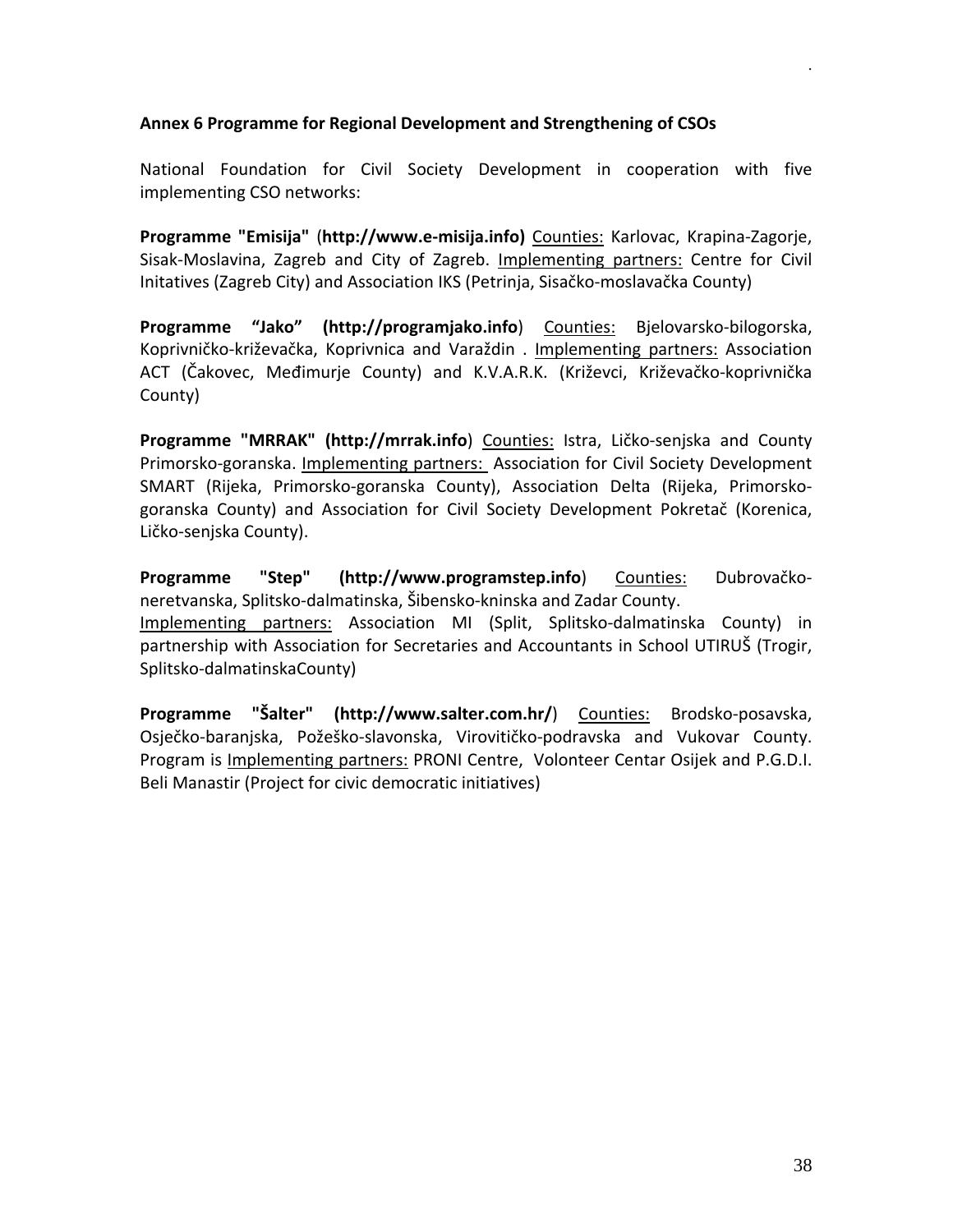**Annex 6 Programme for Regional Development and Strengthening of CSOs**

National Foundation for Civil Society Development in cooperation with five implementing CSO networks:

**Programme "Emisija"** (**http://www.e-misija.info)** Counties: Karlovac, Krapina-Zagorje, Sisak-Moslavina, Zagreb and City of Zagreb. Implementing partners: Centre for Civil Initatives (Zagreb City) and Association IKS (Petrinja, Sisačko-moslavačka County)

**Programme "Jako" (http://programjako.info**) Counties: Bjelovarsko-bilogorska, Koprivničko-križevačka, Koprivnica and Varaždin . Implementing partners: Association ACT (Čakovec, Međimurje County) and K.V.A.R.K. (Križevci, Križevačko-koprivnička County)

**Programme "MRRAK" (http://mrrak.info**) Counties: Istra, Ličko-senjska and County Primorsko-goranska. Implementing partners: Association for Civil Society Development SMART (Rijeka, Primorsko-goranska County), Association Delta (Rijeka, Primorsko-goranska County) and Association for Civil Society Development Pokretač (Korenica, Ličko-senjska County).

**Programme "Step" (http://www.programstep.info**) Counties: Dubrovačko-neretvanska, Splitsko-dalmatinska, Šibensko-kninska and Zadar County.
Implementing partners: Association MI (Split, Splitsko-dalmatinska County) in partnership with Association for Secretaries and Accountants in School UTIRUŠ (Trogir, Splitsko-dalmatinskaCounty)

**Programme "Šalter" (http://www.salter.com.hr/**) Counties: Brodsko-posavska, Osječko-baranjska, Požeško-slavonska, Virovitičko-podravska and Vukovar County. Program is Implementing partners: PRONI Centre, Volonteer Centar Osijek and P.G.D.I. Beli Manastir (Project for civic democratic initiatives)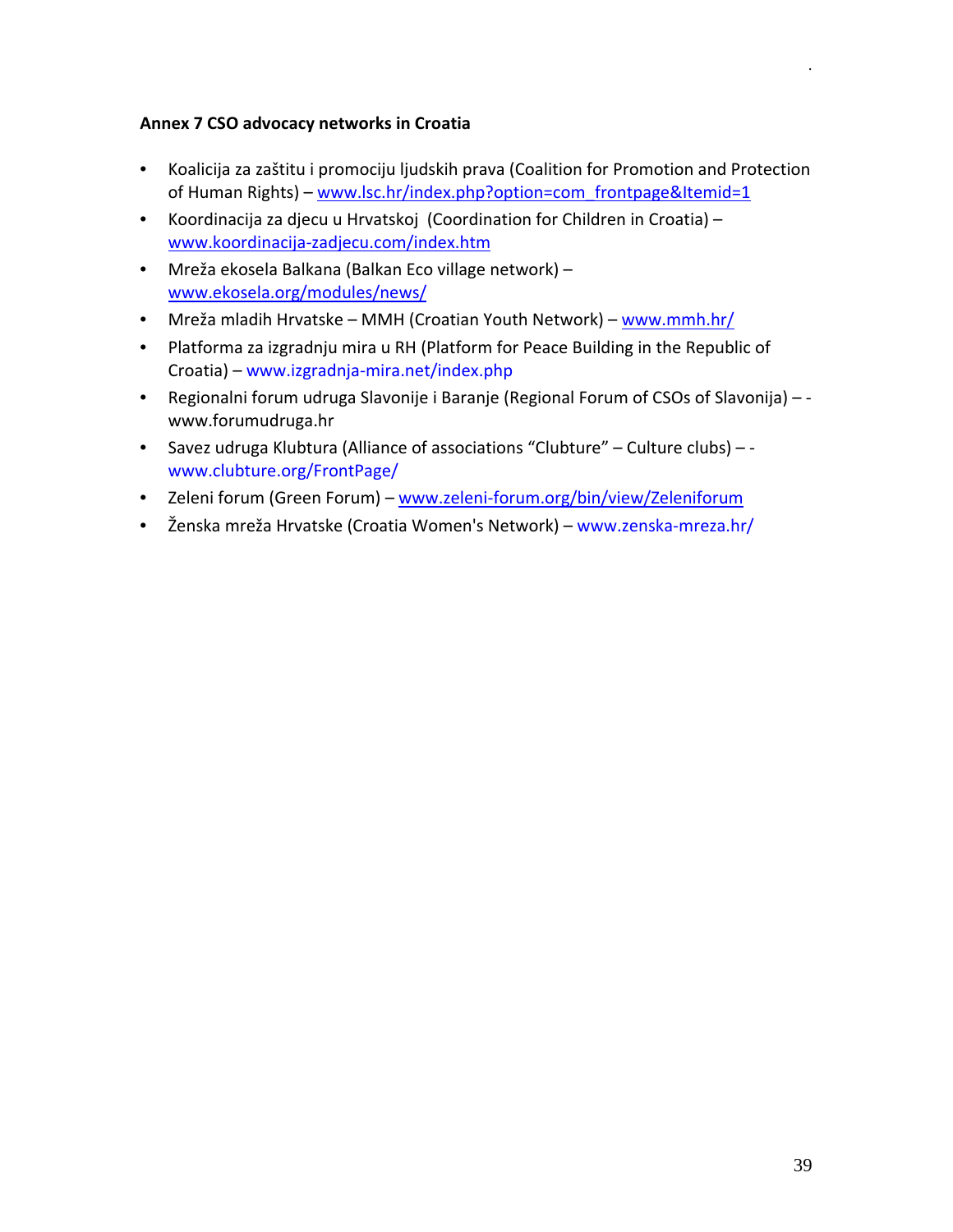**Annex 7 CSO advocacy networks in Croatia**

- Koalicija za zaštitu i promociju ljudskih prava (Coalition for Promotion and Protection of Human Rights) – www.lsc.hr/index.php?option=com_frontpage&Itemid=1
- Koordinacija za djecu u Hrvatskoj (Coordination for Children in Croatia) – www.koordinacija-zadjecu.com/index.htm
- Mreža ekosela Balkana (Balkan Eco village network) – www.ekosela.org/modules/news/
- Mreža mladih Hrvatske – MMH (Croatian Youth Network) – www.mmh.hr/
- Platforma za izgradnju mira u RH (Platform for Peace Building in the Republic of Croatia) – www.izgradnja-mira.net/index.php
- Regionalni forum udruga Slavonije i Baranje (Regional Forum of CSOs of Slavonija) – - www.forumudruga.hr
- Savez udruga Klubtura (Alliance of associations “Clubture” – Culture clubs) – - www.clubture.org/FrontPage/
- Zeleni forum (Green Forum) – www.zeleni-forum.org/bin/view/Zeleniforum
- Ženska mreža Hrvatske (Croatia Women's Network) – www.zenska-mreza.hr/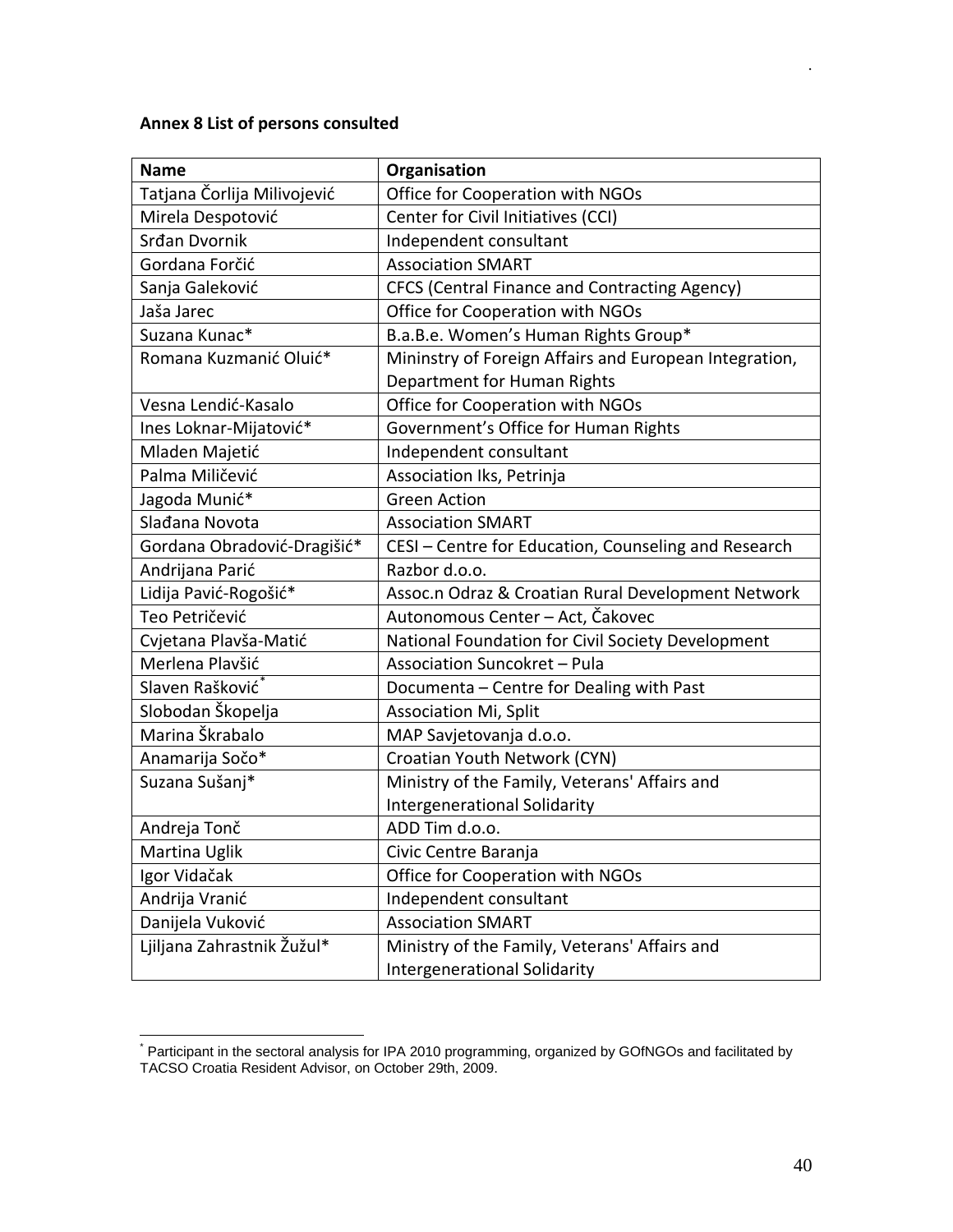**Annex 8 List of persons consulted**

| Name | Organisation |
|---|---|
| Tatjana Čorlija Milivojević | Office for Cooperation with NGOs |
| Mirela Despotović | Center for Civil Initiatives (CCI) |
| Srđan Dvornik | Independent consultant |
| Gordana Forčić | Association SMART |
| Sanja Galeković | CFCS (Central Finance and Contracting Agency) |
| Jaša Jarec | Office for Cooperation with NGOs |
| Suzana Kunac* | B.a.B.e. Women's Human Rights Group* |
| Romana Kuzmanić Oluić* | Mininstry of Foreign Affairs and European Integration, Department for Human Rights |
| Vesna Lendić-Kasalo | Office for Cooperation with NGOs |
| Ines Loknar-Mijatović* | Government's Office for Human Rights |
| Mladen Majetić | Independent consultant |
| Palma Miličević | Association Iks, Petrinja |
| Jagoda Munić* | Green Action |
| Slađana Novota | Association SMART |
| Gordana Obradović-Dragišić* | CESI – Centre for Education, Counseling and Research |
| Andrijana Parić | Razbor d.o.o. |
| Lidija Pavić-Rogošić* | Assoc.n Odraz & Croatian Rural Development Network |
| Teo Petričević | Autonomous Center – Act, Čakovec |
| Cvjetana Plavša-Matić | National Foundation for Civil Society Development |
| Merlena Plavšić | Association Suncokret – Pula |
| Slaven Rašković* | Documenta – Centre for Dealing with Past |
| Slobodan Škopelja | Association Mi, Split |
| Marina Škrabalo | MAP Savjetovanja d.o.o. |
| Anamarija Sočo* | Croatian Youth Network (CYN) |
| Suzana Sušanj* | Ministry of the Family, Veterans' Affairs and Intergenerational Solidarity |
| Andreja Tonč | ADD Tim d.o.o. |
| Martina Uglik | Civic Centre Baranja |
| Igor Vidačak | Office for Cooperation with NGOs |
| Andrija Vranić | Independent consultant |
| Danijela Vuković | Association SMART |
| Ljiljana Zahrastnik Žužul* | Ministry of the Family, Veterans' Affairs and Intergenerational Solidarity |

* Participant in the sectoral analysis for IPA 2010 programming, organized by GOfNGOs and facilitated by TACSO Croatia Resident Advisor, on October 29th, 2009.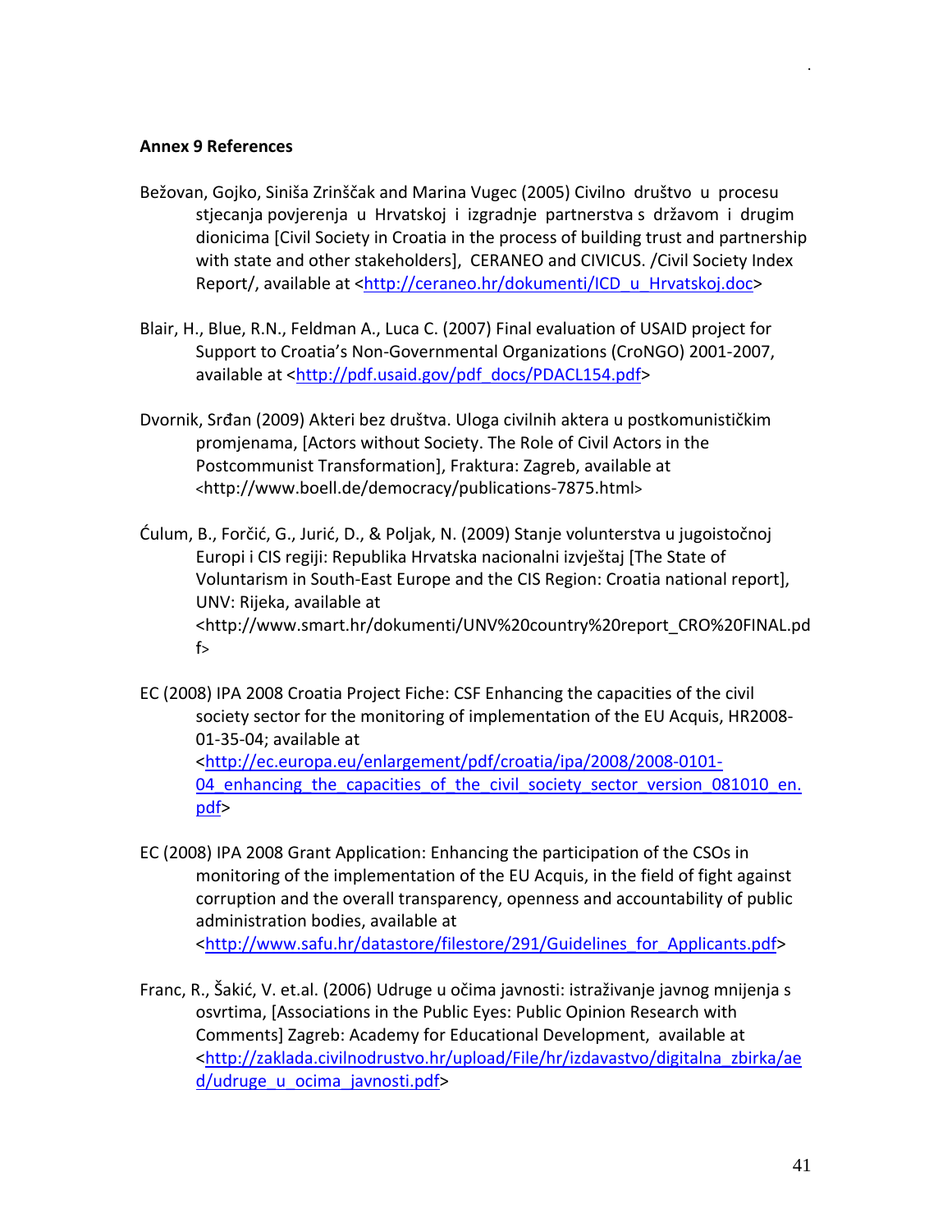**Annex 9 References**

Bežovan, Gojko, Siniša Zrinščak and Marina Vugec (2005) Civilno društvo u procesu stjecanja povjerenja u Hrvatskoj i izgradnje partnerstva s državom i drugim dionicima [Civil Society in Croatia in the process of building trust and partnership with state and other stakeholders], CERANEO and CIVICUS. /Civil Society Index Report/, available at <http://ceraneo.hr/dokumenti/ICD_u_Hrvatskoj.doc>

Blair, H., Blue, R.N., Feldman A., Luca C. (2007) Final evaluation of USAID project for Support to Croatia's Non-Governmental Organizations (CroNGO) 2001-2007, available at <http://pdf.usaid.gov/pdf_docs/PDACL154.pdf>

Dvornik, Srđan (2009) Akteri bez društva. Uloga civilnih aktera u postkomunističkim promjenama, [Actors without Society. The Role of Civil Actors in the Postcommunist Transformation], Fraktura: Zagreb, available at <http://www.boell.de/democracy/publications-7875.html>

Ćulum, B., Forčić, G., Jurić, D., & Poljak, N. (2009) Stanje volunterstva u jugoistočnoj Europi i CIS regiji: Republika Hrvatska nacionalni izvještaj [The State of Voluntarism in South-East Europe and the CIS Region: Croatia national report], UNV: Rijeka, available at <http://www.smart.hr/dokumenti/UNV%20country%20report_CRO%20FINAL.pdf>

EC (2008) IPA 2008 Croatia Project Fiche: CSF Enhancing the capacities of the civil society sector for the monitoring of implementation of the EU Acquis, HR2008-01-35-04; available at <http://ec.europa.eu/enlargement/pdf/croatia/ipa/2008/2008-0101-04_enhancing_the_capacities_of_the_civil_society_sector_version_081010_en.pdf>

EC (2008) IPA 2008 Grant Application: Enhancing the participation of the CSOs in monitoring of the implementation of the EU Acquis, in the field of fight against corruption and the overall transparency, openness and accountability of public administration bodies, available at <http://www.safu.hr/datastore/filestore/291/Guidelines_for_Applicants.pdf>

Franc, R., Šakić, V. et.al. (2006) Udruge u očima javnosti: istraživanje javnog mnijenja s osvrtima, [Associations in the Public Eyes: Public Opinion Research with Comments] Zagreb: Academy for Educational Development, available at <http://zaklada.civilnodrustvo.hr/upload/File/hr/izdavastvo/digitalna_zbirka/aed/udruge_u_ocima_javnosti.pdf>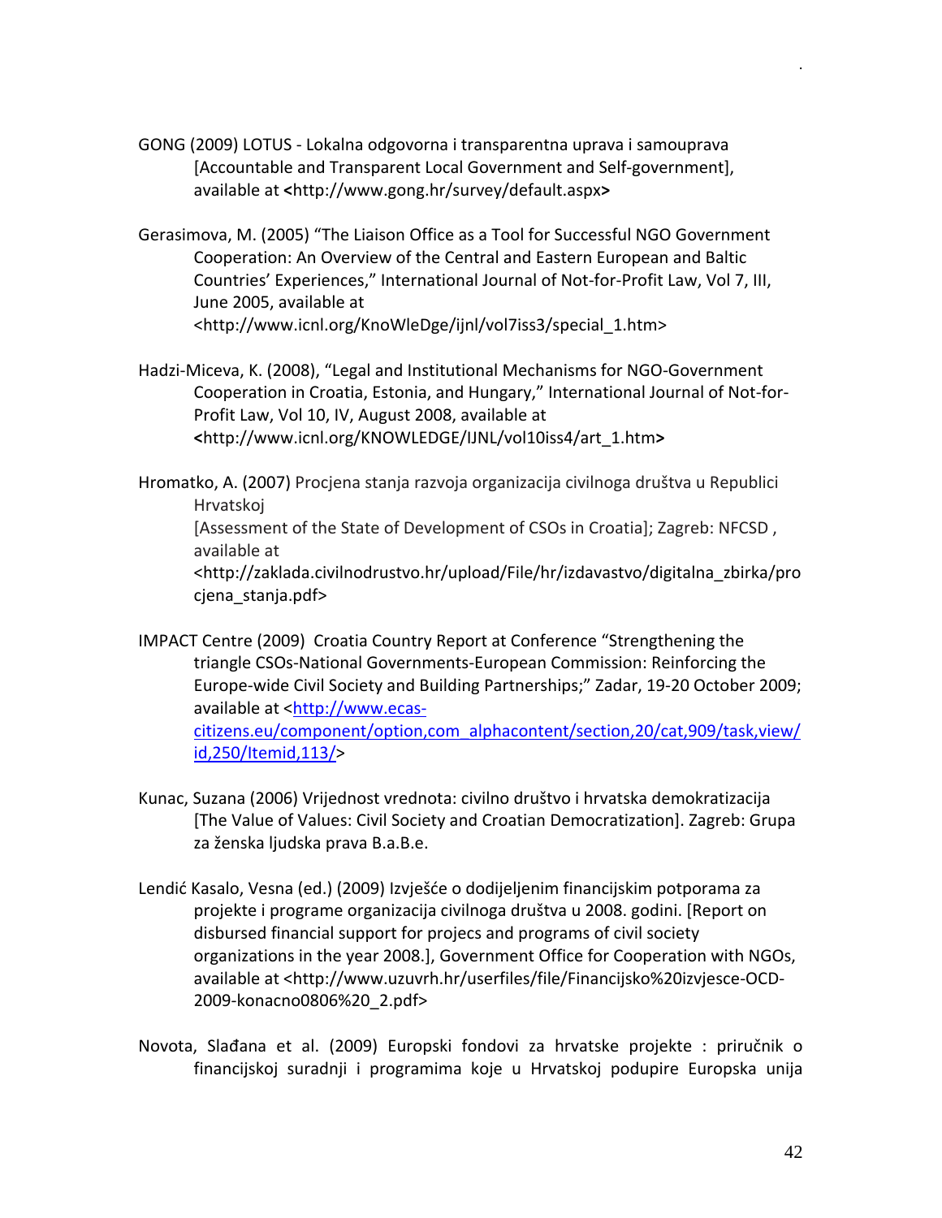GONG (2009) LOTUS - Lokalna odgovorna i transparentna uprava i samouprava [Accountable and Transparent Local Government and Self-government], available at <http://www.gong.hr/survey/default.aspx>

Gerasimova, M. (2005) "The Liaison Office as a Tool for Successful NGO Government Cooperation: An Overview of the Central and Eastern European and Baltic Countries' Experiences," International Journal of Not-for-Profit Law, Vol 7, III, June 2005, available at <http://www.icnl.org/KnoWleDge/ijnl/vol7iss3/special_1.htm>

Hadzi-Miceva, K. (2008), "Legal and Institutional Mechanisms for NGO-Government Cooperation in Croatia, Estonia, and Hungary," International Journal of Not-for-Profit Law, Vol 10, IV, August 2008, available at <http://www.icnl.org/KNOWLEDGE/IJNL/vol10iss4/art_1.htm>

Hromatko, A. (2007) Procjena stanja razvoja organizacija civilnoga društva u Republici Hrvatskoj [Assessment of the State of Development of CSOs in Croatia]; Zagreb: NFCSD , available at <http://zaklada.civilnodrustvo.hr/upload/File/hr/izdavastvo/digitalna_zbirka/procjena_stanja.pdf>

IMPACT Centre (2009) Croatia Country Report at Conference "Strengthening the triangle CSOs-National Governments-European Commission: Reinforcing the Europe-wide Civil Society and Building Partnerships;" Zadar, 19-20 October 2009; available at <http://www.ecas-citizens.eu/component/option,com_alphacontent/section,20/cat,909/task,view/id,250/Itemid,113/>

Kunac, Suzana (2006) Vrijednost vrednota: civilno društvo i hrvatska demokratizacija [The Value of Values: Civil Society and Croatian Democratization]. Zagreb: Grupa za ženska ljudska prava B.a.B.e.

Lendić Kasalo, Vesna (ed.) (2009) Izvješće o dodijeljenim financijskim potporama za projekte i programe organizacija civilnoga društva u 2008. godini. [Report on disbursed financial support for projecs and programs of civil society organizations in the year 2008.], Government Office for Cooperation with NGOs, available at <http://www.uzuvrh.hr/userfiles/file/Financijsko%20izvjesce-OCD-2009-konacno0806%20_2.pdf>

Novota, Slađana et al. (2009) Europski fondovi za hrvatske projekte : priručnik o financijskoj suradnji i programima koje u Hrvatskoj podupire Europska unija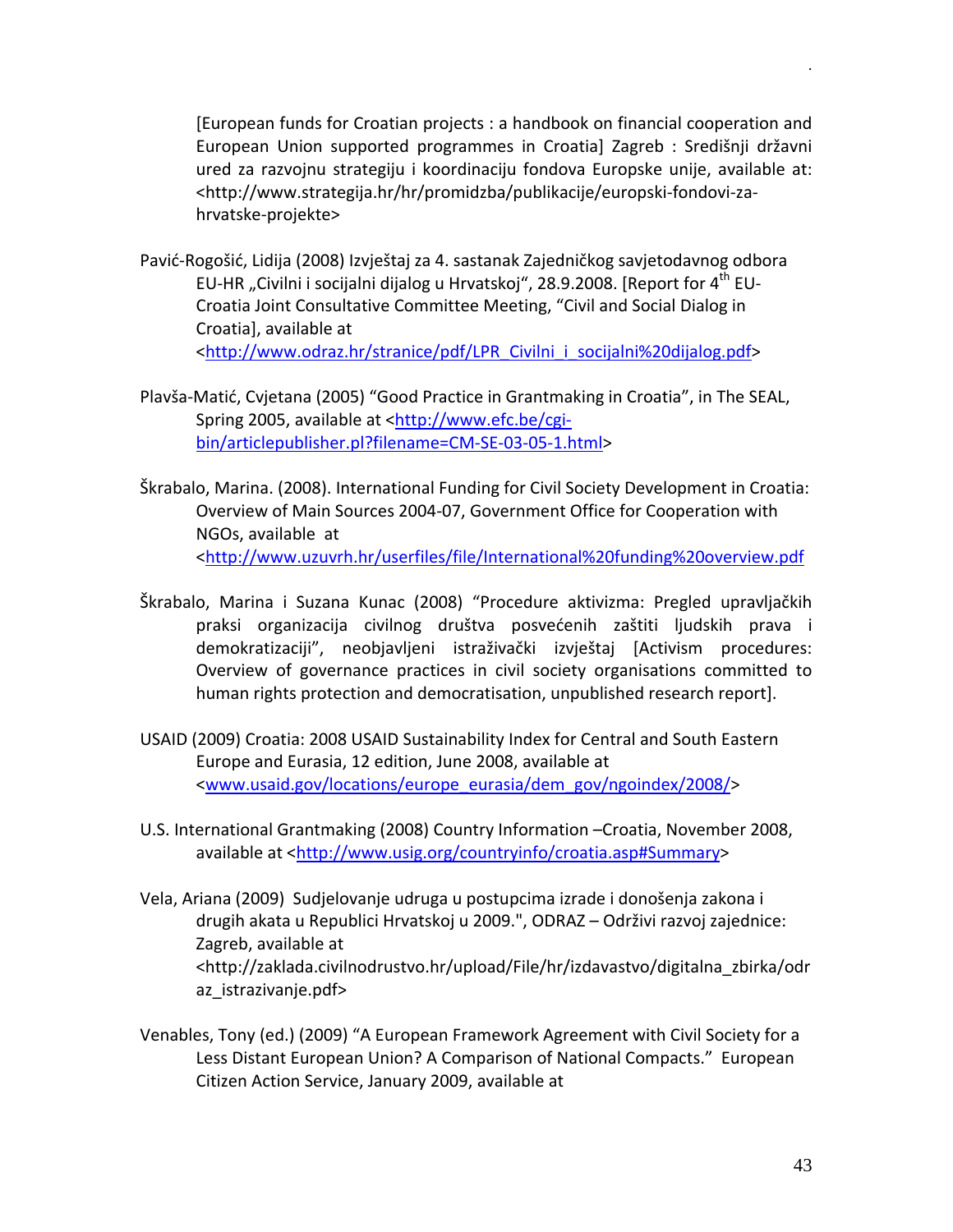[European funds for Croatian projects : a handbook on financial cooperation and European Union supported programmes in Croatia] Zagreb : Središnji državni ured za razvojnu strategiju i koordinaciju fondova Europske unije, available at: <http://www.strategija.hr/hr/promidzba/publikacije/europski-fondovi-za-hrvatske-projekte>

Pavić-Rogošić, Lidija (2008) Izvještaj za 4. sastanak Zajedničkog savjetodavnog odbora EU-HR „Civilni i socijalni dijalog u Hrvatskoj", 28.9.2008. [Report for 4th EU-Croatia Joint Consultative Committee Meeting, "Civil and Social Dialog in Croatia], available at <http://www.odraz.hr/stranice/pdf/LPR_Civilni_i_socijalni%20dijalog.pdf>

Plavša-Matić, Cvjetana (2005) "Good Practice in Grantmaking in Croatia", in The SEAL, Spring 2005, available at <http://www.efc.be/cgi-bin/articlepublisher.pl?filename=CM-SE-03-05-1.html>

Škrabalo, Marina. (2008). International Funding for Civil Society Development in Croatia: Overview of Main Sources 2004-07, Government Office for Cooperation with NGOs, available at <http://www.uzuvrh.hr/userfiles/file/International%20funding%20overview.pdf

Škrabalo, Marina i Suzana Kunac (2008) "Procedure aktivizma: Pregled upravljačkih praksi organizacija civilnog društva posvećenih zaštiti ljudskih prava i demokratizaciji", neobjavljeni istraživački izvještaj [Activism procedures: Overview of governance practices in civil society organisations committed to human rights protection and democratisation, unpublished research report].

USAID (2009) Croatia: 2008 USAID Sustainability Index for Central and South Eastern Europe and Eurasia, 12 edition, June 2008, available at <www.usaid.gov/locations/europe_eurasia/dem_gov/ngoindex/2008/>

U.S. International Grantmaking (2008) Country Information –Croatia, November 2008, available at <http://www.usig.org/countryinfo/croatia.asp#Summary>

Vela, Ariana (2009) Sudjelovanje udruga u postupcima izrade i donošenja zakona i drugih akata u Republici Hrvatskoj u 2009.", ODRAZ – Održivi razvoj zajednice: Zagreb, available at <http://zaklada.civilnodrustvo.hr/upload/File/hr/izdavastvo/digitalna_zbirka/odraz_istrazivanje.pdf>

Venables, Tony (ed.) (2009) "A European Framework Agreement with Civil Society for a Less Distant European Union? A Comparison of National Compacts." European Citizen Action Service, January 2009, available at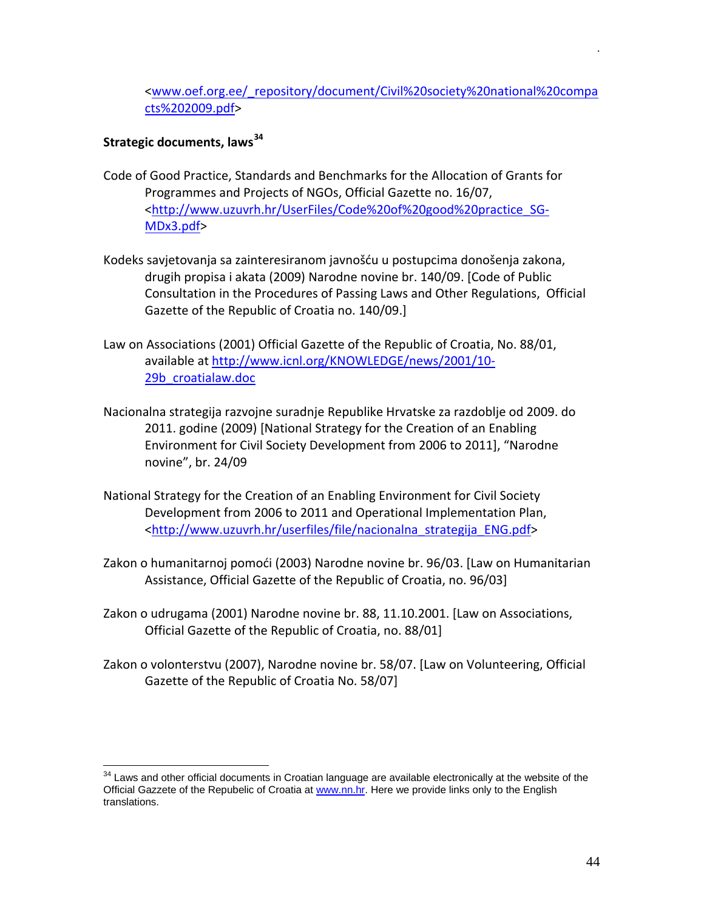<www.oef.org.ee/_repository/document/Civil%20society%20national%20compacts%202009.pdf>

**Strategic documents, laws**[34]

Code of Good Practice, Standards and Benchmarks for the Allocation of Grants for Programmes and Projects of NGOs, Official Gazette no. 16/07, <http://www.uzuvrh.hr/UserFiles/Code%20of%20good%20practice_SG-MDx3.pdf>

Kodeks savjetovanja sa zainteresiranom javnošću u postupcima donošenja zakona, drugih propisa i akata (2009) Narodne novine br. 140/09. [Code of Public Consultation in the Procedures of Passing Laws and Other Regulations, Official Gazette of the Republic of Croatia no. 140/09.]

Law on Associations (2001) Official Gazette of the Republic of Croatia, No. 88/01, available at http://www.icnl.org/KNOWLEDGE/news/2001/10-29b_croatialaw.doc

Nacionalna strategija razvojne suradnje Republike Hrvatske za razdoblje od 2009. do 2011. godine (2009) [National Strategy for the Creation of an Enabling Environment for Civil Society Development from 2006 to 2011], "Narodne novine", br. 24/09

National Strategy for the Creation of an Enabling Environment for Civil Society Development from 2006 to 2011 and Operational Implementation Plan, <http://www.uzuvrh.hr/userfiles/file/nacionalna_strategija_ENG.pdf>

Zakon o humanitarnoj pomoći (2003) Narodne novine br. 96/03. [Law on Humanitarian Assistance, Official Gazette of the Republic of Croatia, no. 96/03]

Zakon o udrugama (2001) Narodne novine br. 88, 11.10.2001. [Law on Associations, Official Gazette of the Republic of Croatia, no. 88/01]

Zakon o volonterstvu (2007), Narodne novine br. 58/07. [Law on Volunteering, Official Gazette of the Republic of Croatia No. 58/07]

---

[34] Laws and other official documents in Croatian language are available electronically at the website of the Official Gazzete of the Repubelic of Croatia at www.nn.hr. Here we provide links only to the English translations.